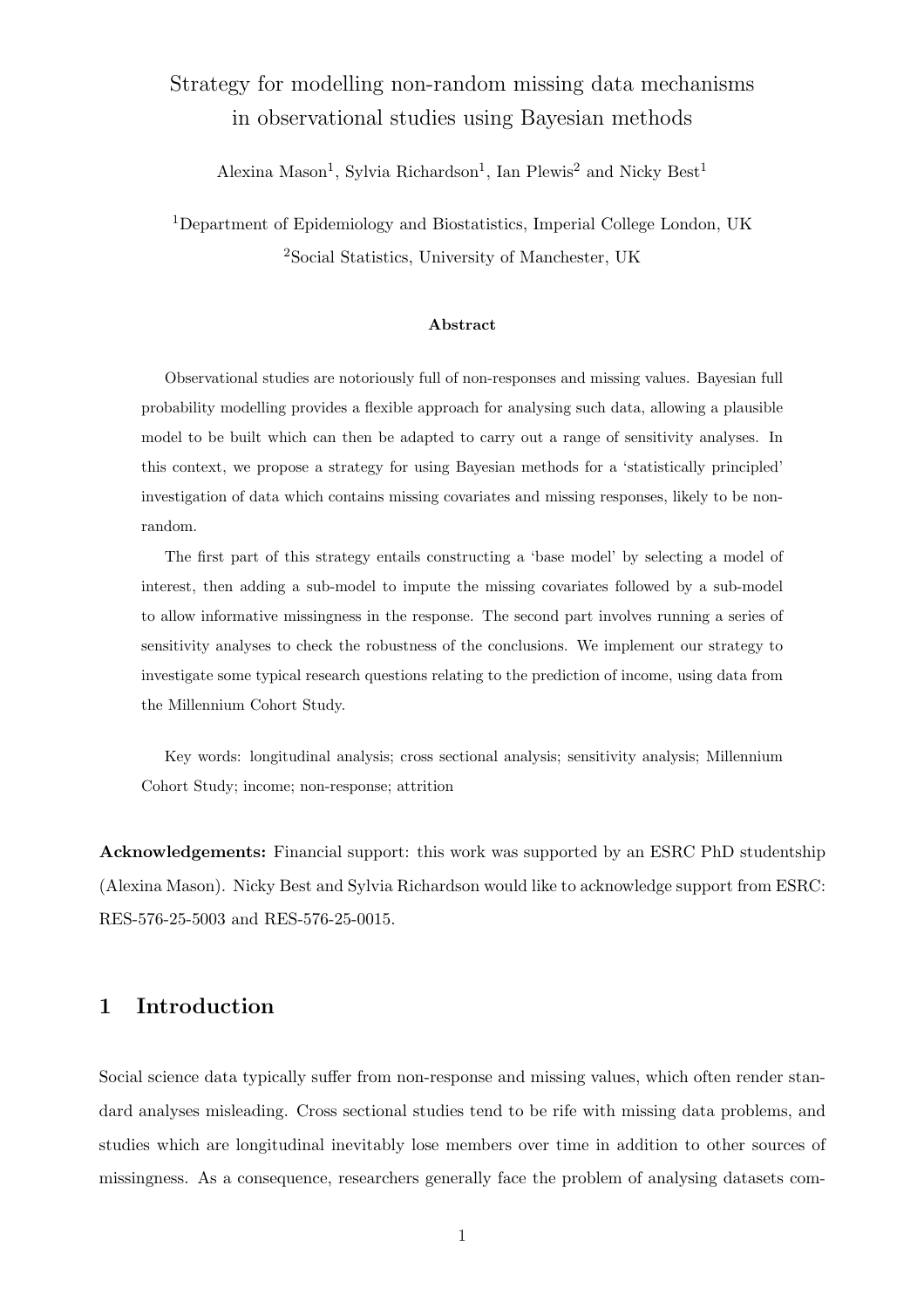# Strategy for modelling non-random missing data mechanisms in observational studies using Bayesian methods

Alexina Mason[1], Sylvia Richardson[1], Ian Plewis[2] and Nicky Best[1]

[1]Department of Epidemiology and Biostatistics, Imperial College London, UK

[2]Social Statistics, University of Manchester, UK

### Abstract

Observational studies are notoriously full of non-responses and missing values. Bayesian full probability modelling provides a flexible approach for analysing such data, allowing a plausible model to be built which can then be adapted to carry out a range of sensitivity analyses. In this context, we propose a strategy for using Bayesian methods for a 'statistically principled' investigation of data which contains missing covariates and missing responses, likely to be non-random.

The first part of this strategy entails constructing a 'base model' by selecting a model of interest, then adding a sub-model to impute the missing covariates followed by a sub-model to allow informative missingness in the response. The second part involves running a series of sensitivity analyses to check the robustness of the conclusions. We implement our strategy to investigate some typical research questions relating to the prediction of income, using data from the Millennium Cohort Study.

Key words: longitudinal analysis; cross sectional analysis; sensitivity analysis; Millennium Cohort Study; income; non-response; attrition

**Acknowledgements:** Financial support: this work was supported by an ESRC PhD studentship (Alexina Mason). Nicky Best and Sylvia Richardson would like to acknowledge support from ESRC: RES-576-25-5003 and RES-576-25-0015.

## 1 Introduction

Social science data typically suffer from non-response and missing values, which often render standard analyses misleading. Cross sectional studies tend to be rife with missing data problems, and studies which are longitudinal inevitably lose members over time in addition to other sources of missingness. As a consequence, researchers generally face the problem of analysing datasets com-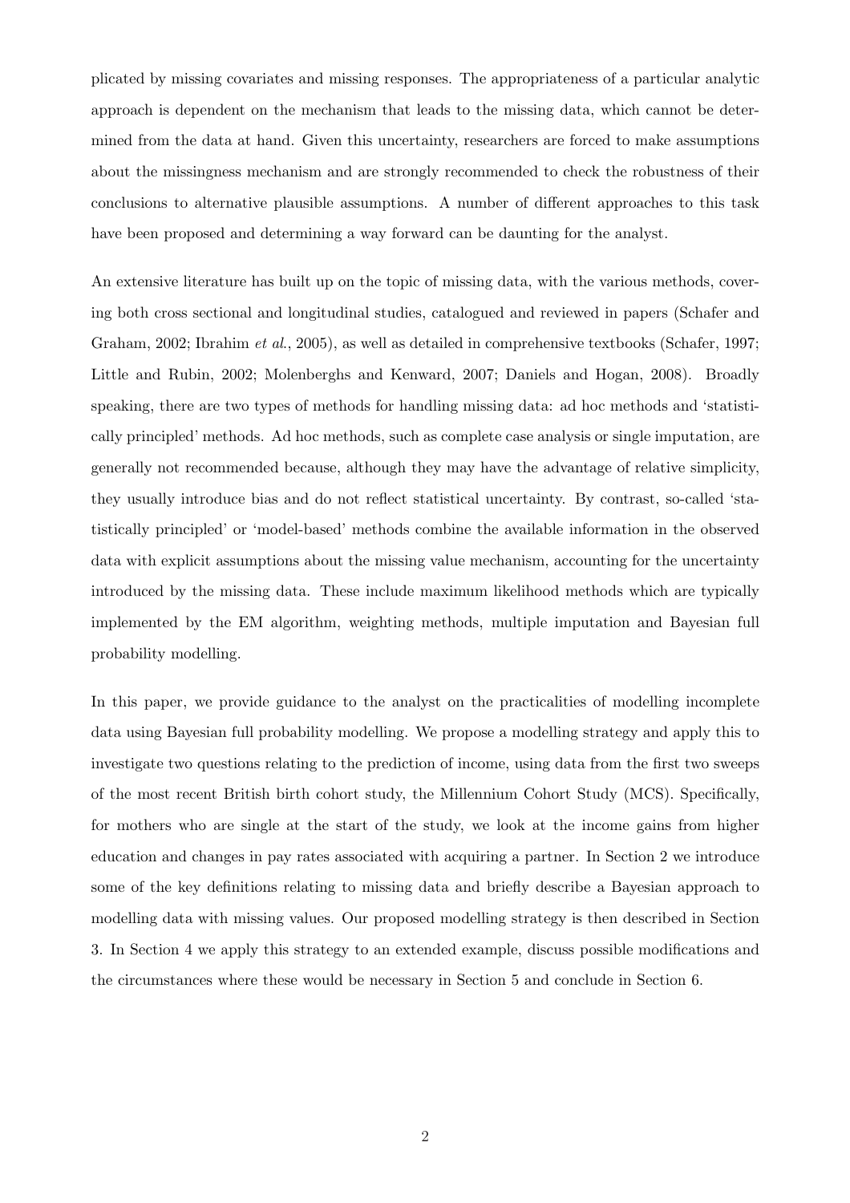plicated by missing covariates and missing responses. The appropriateness of a particular analytic approach is dependent on the mechanism that leads to the missing data, which cannot be determined from the data at hand. Given this uncertainty, researchers are forced to make assumptions about the missingness mechanism and are strongly recommended to check the robustness of their conclusions to alternative plausible assumptions. A number of different approaches to this task have been proposed and determining a way forward can be daunting for the analyst.

An extensive literature has built up on the topic of missing data, with the various methods, covering both cross sectional and longitudinal studies, catalogued and reviewed in papers (Schafer and Graham, 2002; Ibrahim *et al.*, 2005), as well as detailed in comprehensive textbooks (Schafer, 1997; Little and Rubin, 2002; Molenberghs and Kenward, 2007; Daniels and Hogan, 2008). Broadly speaking, there are two types of methods for handling missing data: ad hoc methods and 'statistically principled' methods. Ad hoc methods, such as complete case analysis or single imputation, are generally not recommended because, although they may have the advantage of relative simplicity, they usually introduce bias and do not reflect statistical uncertainty. By contrast, so-called 'statistically principled' or 'model-based' methods combine the available information in the observed data with explicit assumptions about the missing value mechanism, accounting for the uncertainty introduced by the missing data. These include maximum likelihood methods which are typically implemented by the EM algorithm, weighting methods, multiple imputation and Bayesian full probability modelling.

In this paper, we provide guidance to the analyst on the practicalities of modelling incomplete data using Bayesian full probability modelling. We propose a modelling strategy and apply this to investigate two questions relating to the prediction of income, using data from the first two sweeps of the most recent British birth cohort study, the Millennium Cohort Study (MCS). Specifically, for mothers who are single at the start of the study, we look at the income gains from higher education and changes in pay rates associated with acquiring a partner. In Section 2 we introduce some of the key definitions relating to missing data and briefly describe a Bayesian approach to modelling data with missing values. Our proposed modelling strategy is then described in Section 3. In Section 4 we apply this strategy to an extended example, discuss possible modifications and the circumstances where these would be necessary in Section 5 and conclude in Section 6.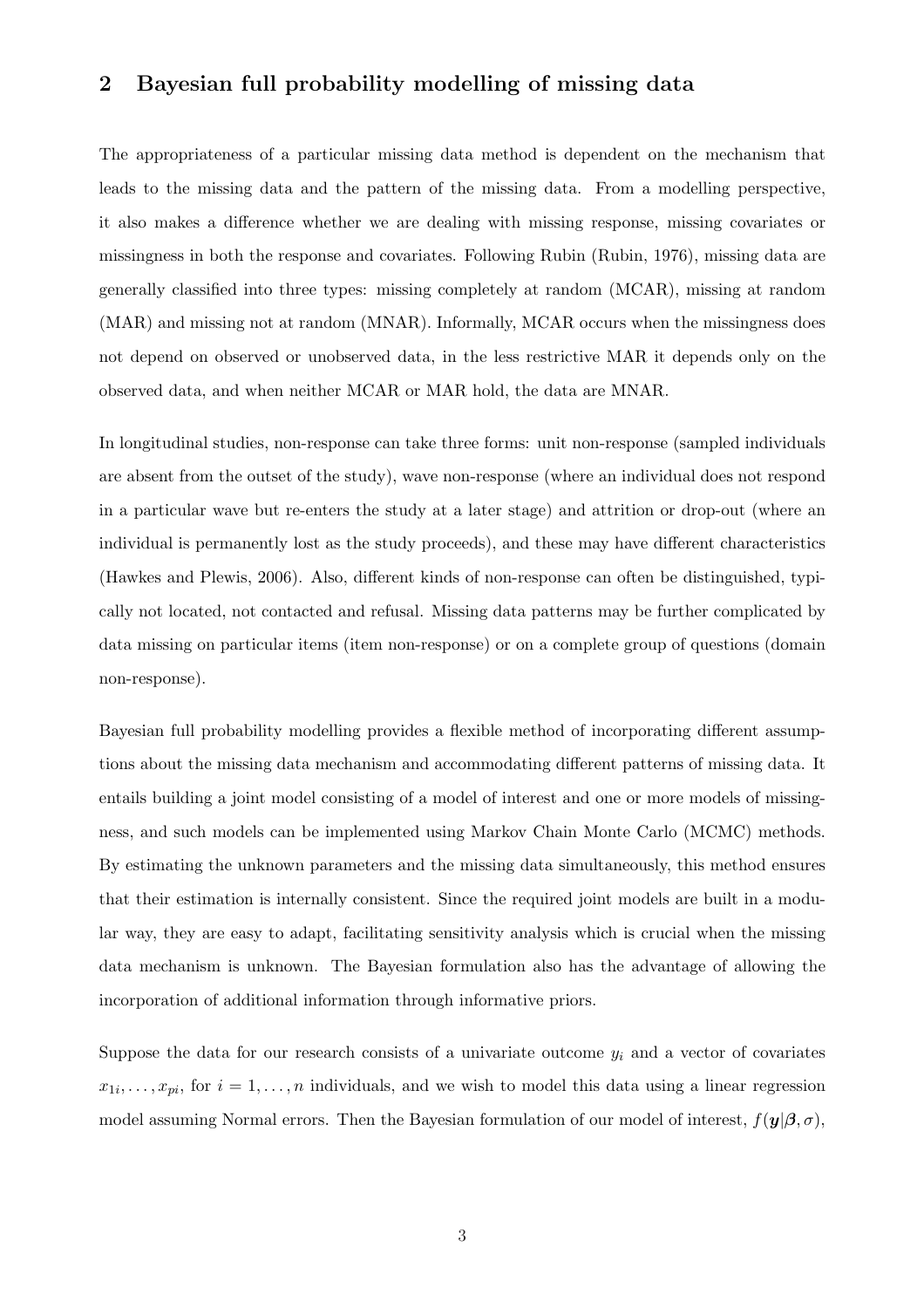## 2 Bayesian full probability modelling of missing data

The appropriateness of a particular missing data method is dependent on the mechanism that leads to the missing data and the pattern of the missing data. From a modelling perspective, it also makes a difference whether we are dealing with missing response, missing covariates or missingness in both the response and covariates. Following Rubin (Rubin, 1976), missing data are generally classified into three types: missing completely at random (MCAR), missing at random (MAR) and missing not at random (MNAR). Informally, MCAR occurs when the missingness does not depend on observed or unobserved data, in the less restrictive MAR it depends only on the observed data, and when neither MCAR or MAR hold, the data are MNAR.

In longitudinal studies, non-response can take three forms: unit non-response (sampled individuals are absent from the outset of the study), wave non-response (where an individual does not respond in a particular wave but re-enters the study at a later stage) and attrition or drop-out (where an individual is permanently lost as the study proceeds), and these may have different characteristics (Hawkes and Plewis, 2006). Also, different kinds of non-response can often be distinguished, typically not located, not contacted and refusal. Missing data patterns may be further complicated by data missing on particular items (item non-response) or on a complete group of questions (domain non-response).

Bayesian full probability modelling provides a flexible method of incorporating different assumptions about the missing data mechanism and accommodating different patterns of missing data. It entails building a joint model consisting of a model of interest and one or more models of missingness, and such models can be implemented using Markov Chain Monte Carlo (MCMC) methods. By estimating the unknown parameters and the missing data simultaneously, this method ensures that their estimation is internally consistent. Since the required joint models are built in a modular way, they are easy to adapt, facilitating sensitivity analysis which is crucial when the missing data mechanism is unknown. The Bayesian formulation also has the advantage of allowing the incorporation of additional information through informative priors.

Suppose the data for our research consists of a univariate outcome $y_i$ and a vector of covariates $x_{1i}, \ldots, x_{pi}$, for $i = 1, \ldots, n$ individuals, and we wish to model this data using a linear regression model assuming Normal errors. Then the Bayesian formulation of our model of interest, $f(\boldsymbol{y}|\boldsymbol{\beta}, \sigma)$,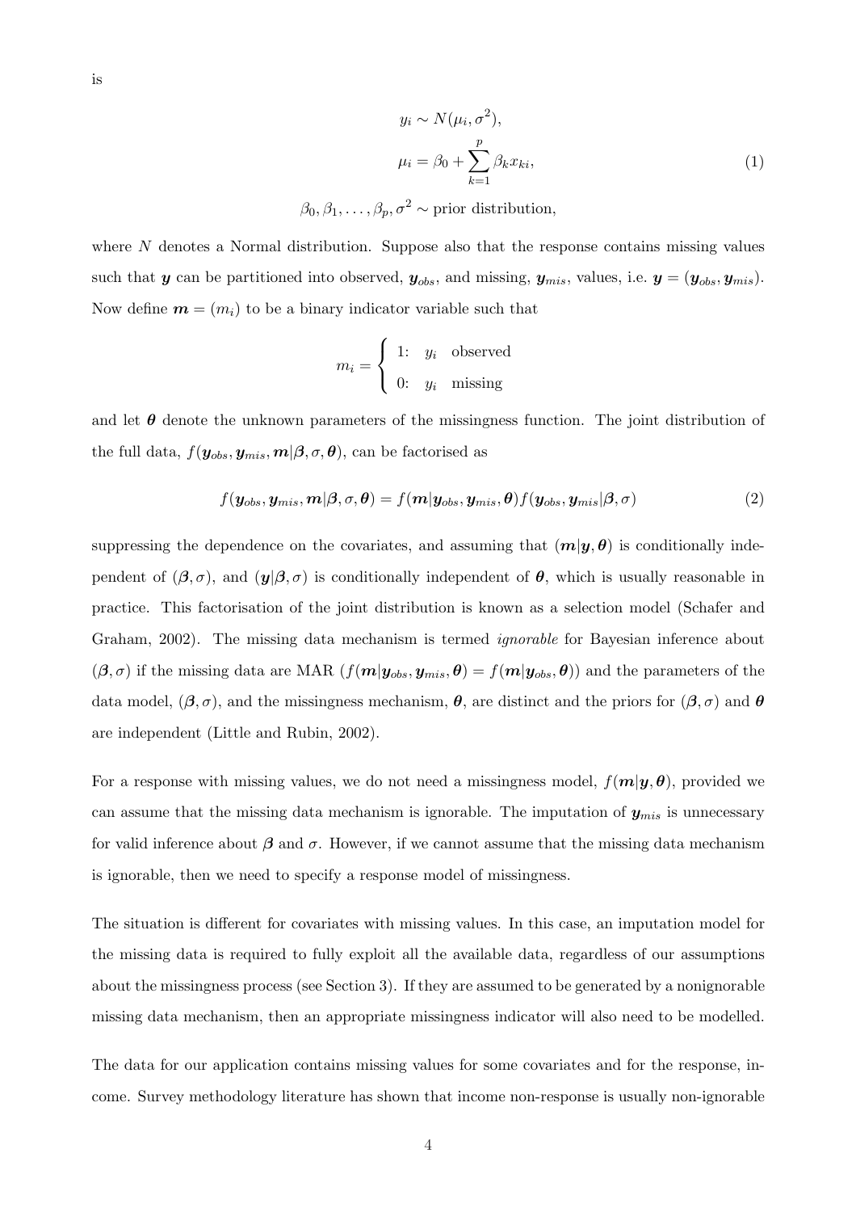is

$$
\begin{aligned}
y_i &\sim N(\mu_i, \sigma^2), \\
\mu_i &= \beta_0 + \sum_{k=1}^{p} \beta_k x_{ki}, \qquad (1) \\
\beta_0, \beta_1, \ldots, \beta_p, \sigma^2 &\sim \text{prior distribution},
\end{aligned}
$$

where $N$ denotes a Normal distribution. Suppose also that the response contains missing values such that $\boldsymbol{y}$ can be partitioned into observed, $\boldsymbol{y}_{obs}$, and missing, $\boldsymbol{y}_{mis}$, values, i.e. $\boldsymbol{y} = (\boldsymbol{y}_{obs}, \boldsymbol{y}_{mis})$. Now define $\boldsymbol{m} = (m_i)$ to be a binary indicator variable such that

$$
m_i = \begin{cases} 1: & y_i \quad \text{observed} \\ 0: & y_i \quad \text{missing} \end{cases}
$$

and let $\boldsymbol{\theta}$ denote the unknown parameters of the missingness function. The joint distribution of the full data, $f(\boldsymbol{y}_{obs}, \boldsymbol{y}_{mis}, \boldsymbol{m}|\boldsymbol{\beta}, \sigma, \boldsymbol{\theta})$, can be factorised as

$$
f(\boldsymbol{y}_{obs}, \boldsymbol{y}_{mis}, \boldsymbol{m}|\boldsymbol{\beta}, \sigma, \boldsymbol{\theta}) = f(\boldsymbol{m}|\boldsymbol{y}_{obs}, \boldsymbol{y}_{mis}, \boldsymbol{\theta}) f(\boldsymbol{y}_{obs}, \boldsymbol{y}_{mis}|\boldsymbol{\beta}, \sigma) \qquad (2)
$$

suppressing the dependence on the covariates, and assuming that $(\boldsymbol{m}|\boldsymbol{y}, \boldsymbol{\theta})$ is conditionally independent of $(\boldsymbol{\beta}, \sigma)$, and $(\boldsymbol{y}|\boldsymbol{\beta}, \sigma)$ is conditionally independent of $\boldsymbol{\theta}$, which is usually reasonable in practice. This factorisation of the joint distribution is known as a selection model (Schafer and Graham, 2002). The missing data mechanism is termed *ignorable* for Bayesian inference about $(\boldsymbol{\beta}, \sigma)$ if the missing data are MAR ($f(\boldsymbol{m}|\boldsymbol{y}_{obs}, \boldsymbol{y}_{mis}, \boldsymbol{\theta}) = f(\boldsymbol{m}|\boldsymbol{y}_{obs}, \boldsymbol{\theta})$) and the parameters of the data model, $(\boldsymbol{\beta}, \sigma)$, and the missingness mechanism, $\boldsymbol{\theta}$, are distinct and the priors for $(\boldsymbol{\beta}, \sigma)$ and $\boldsymbol{\theta}$ are independent (Little and Rubin, 2002).

For a response with missing values, we do not need a missingness model, $f(\boldsymbol{m}|\boldsymbol{y}, \boldsymbol{\theta})$, provided we can assume that the missing data mechanism is ignorable. The imputation of $\boldsymbol{y}_{mis}$ is unnecessary for valid inference about $\boldsymbol{\beta}$ and $\sigma$. However, if we cannot assume that the missing data mechanism is ignorable, then we need to specify a response model of missingness.

The situation is different for covariates with missing values. In this case, an imputation model for the missing data is required to fully exploit all the available data, regardless of our assumptions about the missingness process (see Section 3). If they are assumed to be generated by a nonignorable missing data mechanism, then an appropriate missingness indicator will also need to be modelled.

The data for our application contains missing values for some covariates and for the response, income. Survey methodology literature has shown that income non-response is usually non-ignorable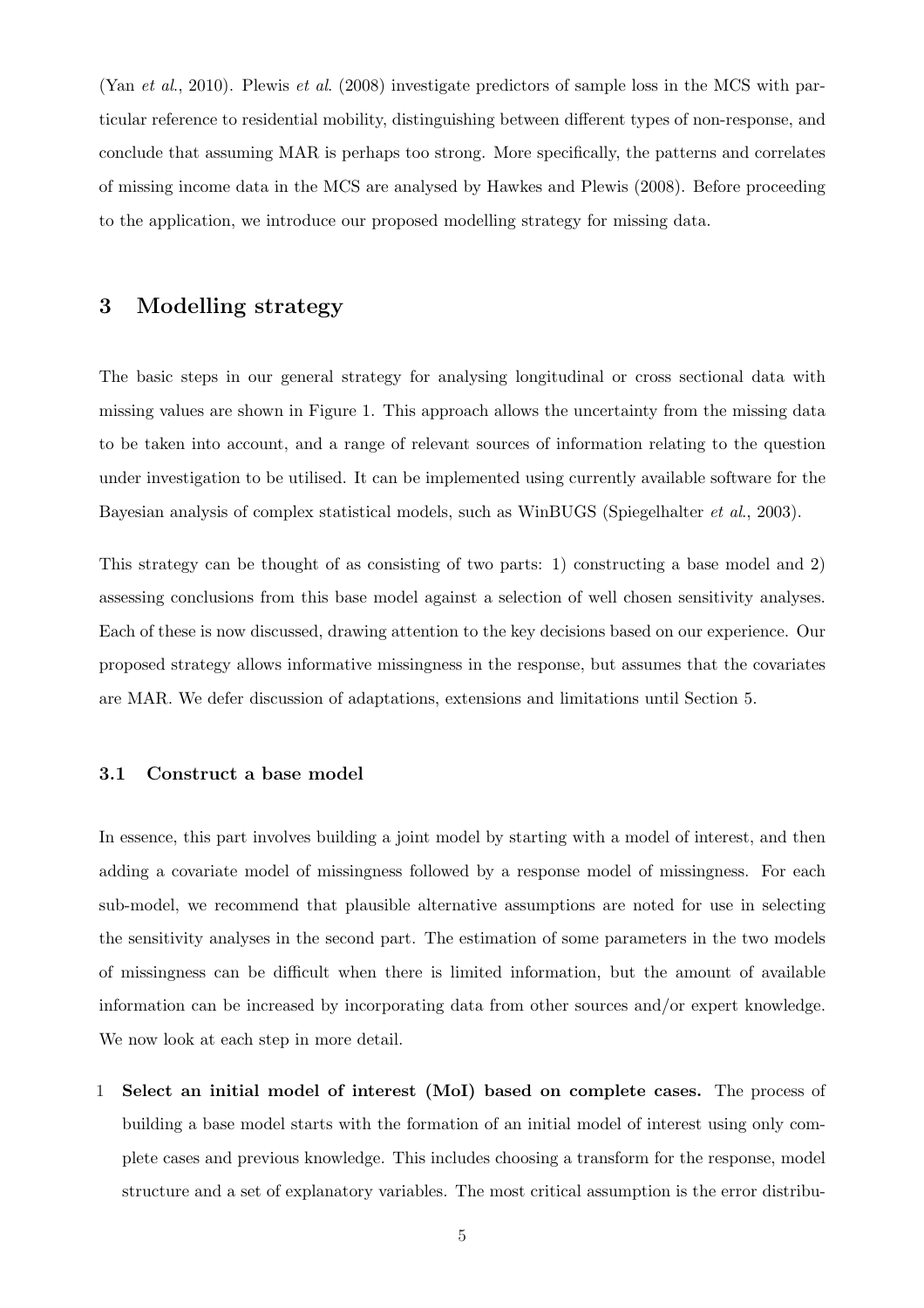(Yan *et al.*, 2010). Plewis *et al.* (2008) investigate predictors of sample loss in the MCS with particular reference to residential mobility, distinguishing between different types of non-response, and conclude that assuming MAR is perhaps too strong. More specifically, the patterns and correlates of missing income data in the MCS are analysed by Hawkes and Plewis (2008). Before proceeding to the application, we introduce our proposed modelling strategy for missing data.

## 3 Modelling strategy

The basic steps in our general strategy for analysing longitudinal or cross sectional data with missing values are shown in Figure 1. This approach allows the uncertainty from the missing data to be taken into account, and a range of relevant sources of information relating to the question under investigation to be utilised. It can be implemented using currently available software for the Bayesian analysis of complex statistical models, such as WinBUGS (Spiegelhalter *et al.*, 2003).

This strategy can be thought of as consisting of two parts: 1) constructing a base model and 2) assessing conclusions from this base model against a selection of well chosen sensitivity analyses. Each of these is now discussed, drawing attention to the key decisions based on our experience. Our proposed strategy allows informative missingness in the response, but assumes that the covariates are MAR. We defer discussion of adaptations, extensions and limitations until Section 5.

### 3.1 Construct a base model

In essence, this part involves building a joint model by starting with a model of interest, and then adding a covariate model of missingness followed by a response model of missingness. For each sub-model, we recommend that plausible alternative assumptions are noted for use in selecting the sensitivity analyses in the second part. The estimation of some parameters in the two models of missingness can be difficult when there is limited information, but the amount of available information can be increased by incorporating data from other sources and/or expert knowledge. We now look at each step in more detail.

1 **Select an initial model of interest (MoI) based on complete cases.** The process of building a base model starts with the formation of an initial model of interest using only complete cases and previous knowledge. This includes choosing a transform for the response, model structure and a set of explanatory variables. The most critical assumption is the error distribu-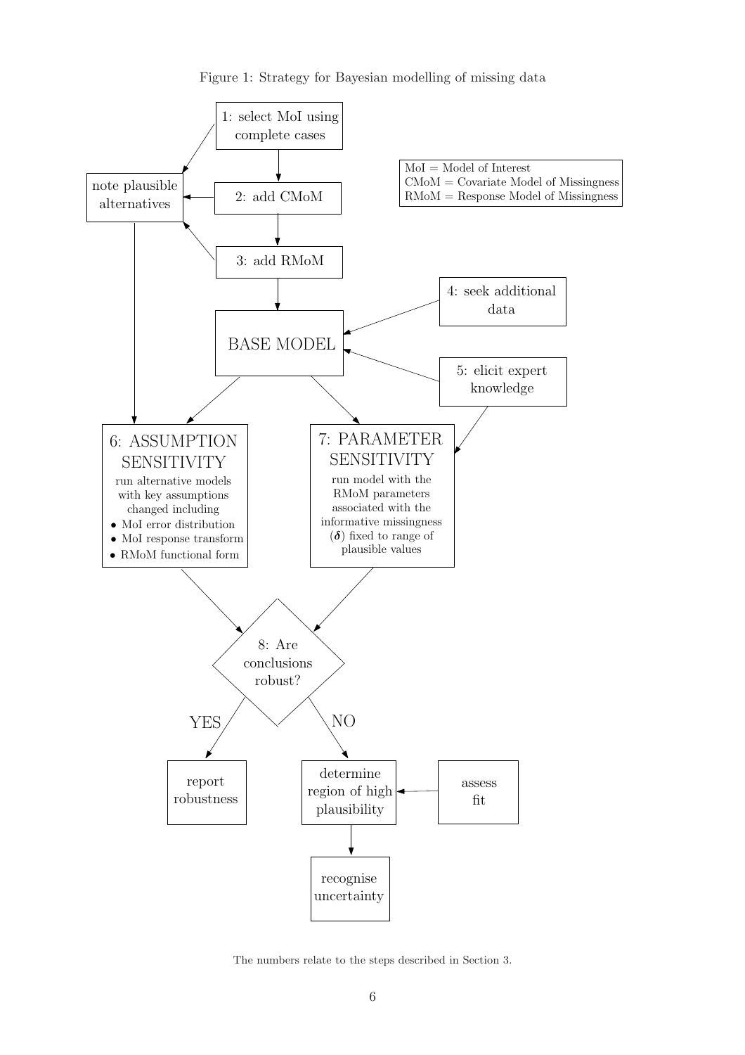Figure 1: Strategy for Bayesian modelling of missing data

MoI = Model of Interest
CMoM = Covariate Model of Missingness
RMoM = Response Model of Missingness

1: select MoI using complete cases

2: add CMoM

3: add RMoM

note plausible alternatives

4: seek additional data

5: elicit expert knowledge

BASE MODEL

6: ASSUMPTION SENSITIVITY
run alternative models with key assumptions changed including
- MoI error distribution
- MoI response transform
- RMoM functional form

7: PARAMETER SENSITIVITY
run model with the RMoM parameters associated with the informative missingness ($\boldsymbol{\delta}$) fixed to range of plausible values

8: Are conclusions robust?

YES → report robustness

NO → determine region of high plausibility → recognise uncertainty

assess fit

The numbers relate to the steps described in Section 3.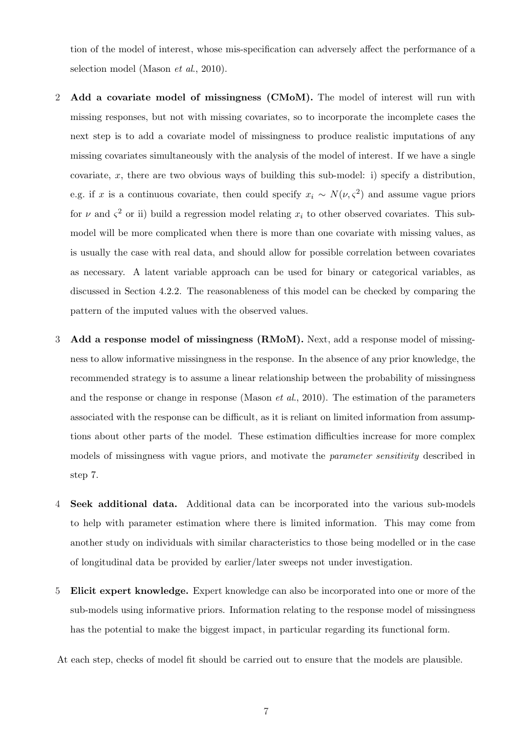tion of the model of interest, whose mis-specification can adversely affect the performance of a selection model (Mason *et al.*, 2010).

2 **Add a covariate model of missingness (CMoM).** The model of interest will run with missing responses, but not with missing covariates, so to incorporate the incomplete cases the next step is to add a covariate model of missingness to produce realistic imputations of any missing covariates simultaneously with the analysis of the model of interest. If we have a single covariate, $x$, there are two obvious ways of building this sub-model: i) specify a distribution, e.g. if $x$ is a continuous covariate, then could specify $x_i \sim N(\nu, \varsigma^2)$ and assume vague priors for $\nu$ and $\varsigma^2$ or ii) build a regression model relating $x_i$ to other observed covariates. This sub-model will be more complicated when there is more than one covariate with missing values, as is usually the case with real data, and should allow for possible correlation between covariates as necessary. A latent variable approach can be used for binary or categorical variables, as discussed in Section 4.2.2. The reasonableness of this model can be checked by comparing the pattern of the imputed values with the observed values.

3 **Add a response model of missingness (RMoM).** Next, add a response model of missingness to allow informative missingness in the response. In the absence of any prior knowledge, the recommended strategy is to assume a linear relationship between the probability of missingness and the response or change in response (Mason *et al.*, 2010). The estimation of the parameters associated with the response can be difficult, as it is reliant on limited information from assumptions about other parts of the model. These estimation difficulties increase for more complex models of missingness with vague priors, and motivate the *parameter sensitivity* described in step 7.

4 **Seek additional data.** Additional data can be incorporated into the various sub-models to help with parameter estimation where there is limited information. This may come from another study on individuals with similar characteristics to those being modelled or in the case of longitudinal data be provided by earlier/later sweeps not under investigation.

5 **Elicit expert knowledge.** Expert knowledge can also be incorporated into one or more of the sub-models using informative priors. Information relating to the response model of missingness has the potential to make the biggest impact, in particular regarding its functional form.

At each step, checks of model fit should be carried out to ensure that the models are plausible.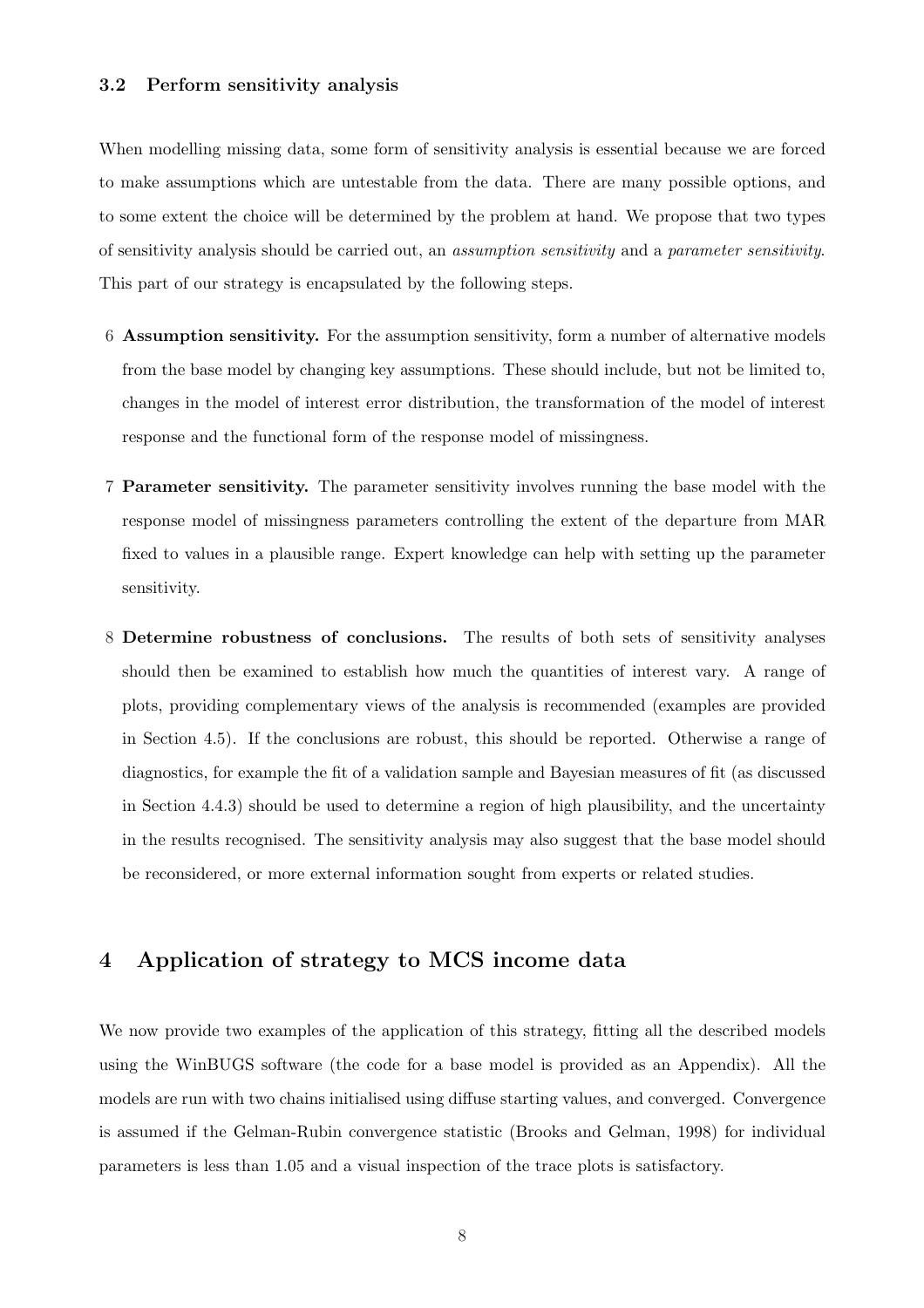### 3.2 Perform sensitivity analysis

When modelling missing data, some form of sensitivity analysis is essential because we are forced to make assumptions which are untestable from the data. There are many possible options, and to some extent the choice will be determined by the problem at hand. We propose that two types of sensitivity analysis should be carried out, an *assumption sensitivity* and a *parameter sensitivity*. This part of our strategy is encapsulated by the following steps.

6 **Assumption sensitivity.** For the assumption sensitivity, form a number of alternative models from the base model by changing key assumptions. These should include, but not be limited to, changes in the model of interest error distribution, the transformation of the model of interest response and the functional form of the response model of missingness.

7 **Parameter sensitivity.** The parameter sensitivity involves running the base model with the response model of missingness parameters controlling the extent of the departure from MAR fixed to values in a plausible range. Expert knowledge can help with setting up the parameter sensitivity.

8 **Determine robustness of conclusions.** The results of both sets of sensitivity analyses should then be examined to establish how much the quantities of interest vary. A range of plots, providing complementary views of the analysis is recommended (examples are provided in Section 4.5). If the conclusions are robust, this should be reported. Otherwise a range of diagnostics, for example the fit of a validation sample and Bayesian measures of fit (as discussed in Section 4.4.3) should be used to determine a region of high plausibility, and the uncertainty in the results recognised. The sensitivity analysis may also suggest that the base model should be reconsidered, or more external information sought from experts or related studies.

## 4 Application of strategy to MCS income data

We now provide two examples of the application of this strategy, fitting all the described models using the WinBUGS software (the code for a base model is provided as an Appendix). All the models are run with two chains initialised using diffuse starting values, and converged. Convergence is assumed if the Gelman-Rubin convergence statistic (Brooks and Gelman, 1998) for individual parameters is less than 1.05 and a visual inspection of the trace plots is satisfactory.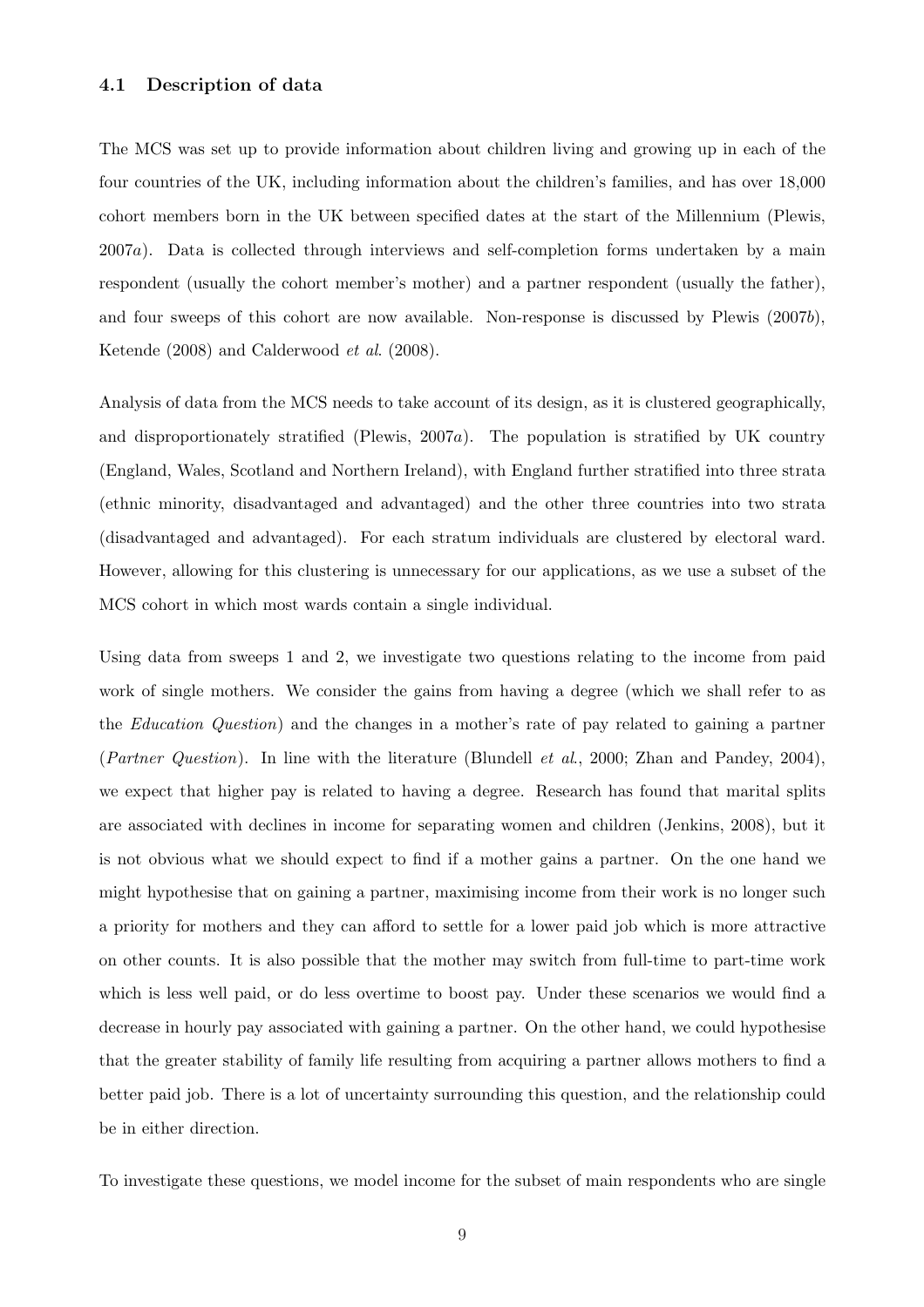### 4.1 Description of data

The MCS was set up to provide information about children living and growing up in each of the four countries of the UK, including information about the children's families, and has over 18,000 cohort members born in the UK between specified dates at the start of the Millennium (Plewis, 2007*a*). Data is collected through interviews and self-completion forms undertaken by a main respondent (usually the cohort member's mother) and a partner respondent (usually the father), and four sweeps of this cohort are now available. Non-response is discussed by Plewis (2007*b*), Ketende (2008) and Calderwood *et al*. (2008).

Analysis of data from the MCS needs to take account of its design, as it is clustered geographically, and disproportionately stratified (Plewis, 2007*a*). The population is stratified by UK country (England, Wales, Scotland and Northern Ireland), with England further stratified into three strata (ethnic minority, disadvantaged and advantaged) and the other three countries into two strata (disadvantaged and advantaged). For each stratum individuals are clustered by electoral ward. However, allowing for this clustering is unnecessary for our applications, as we use a subset of the MCS cohort in which most wards contain a single individual.

Using data from sweeps 1 and 2, we investigate two questions relating to the income from paid work of single mothers. We consider the gains from having a degree (which we shall refer to as the *Education Question*) and the changes in a mother's rate of pay related to gaining a partner (*Partner Question*). In line with the literature (Blundell *et al*., 2000; Zhan and Pandey, 2004), we expect that higher pay is related to having a degree. Research has found that marital splits are associated with declines in income for separating women and children (Jenkins, 2008), but it is not obvious what we should expect to find if a mother gains a partner. On the one hand we might hypothesise that on gaining a partner, maximising income from their work is no longer such a priority for mothers and they can afford to settle for a lower paid job which is more attractive on other counts. It is also possible that the mother may switch from full-time to part-time work which is less well paid, or do less overtime to boost pay. Under these scenarios we would find a decrease in hourly pay associated with gaining a partner. On the other hand, we could hypothesise that the greater stability of family life resulting from acquiring a partner allows mothers to find a better paid job. There is a lot of uncertainty surrounding this question, and the relationship could be in either direction.

To investigate these questions, we model income for the subset of main respondents who are single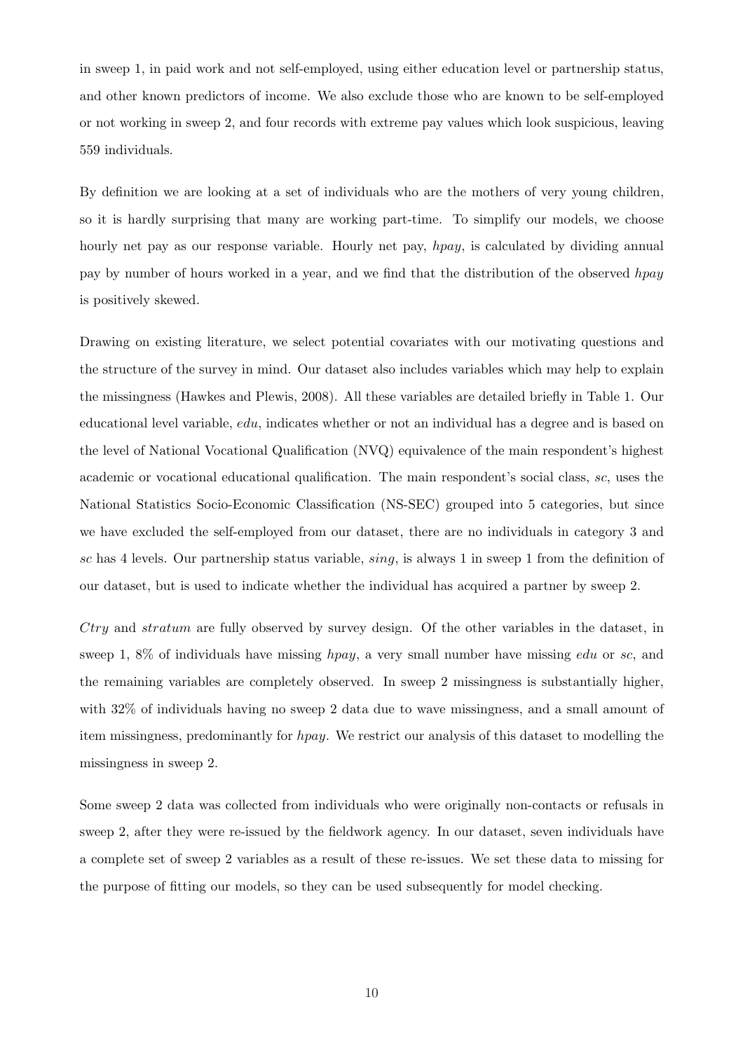in sweep 1, in paid work and not self-employed, using either education level or partnership status, and other known predictors of income. We also exclude those who are known to be self-employed or not working in sweep 2, and four records with extreme pay values which look suspicious, leaving 559 individuals.

By definition we are looking at a set of individuals who are the mothers of very young children, so it is hardly surprising that many are working part-time. To simplify our models, we choose hourly net pay as our response variable. Hourly net pay, *hpay*, is calculated by dividing annual pay by number of hours worked in a year, and we find that the distribution of the observed *hpay* is positively skewed.

Drawing on existing literature, we select potential covariates with our motivating questions and the structure of the survey in mind. Our dataset also includes variables which may help to explain the missingness (Hawkes and Plewis, 2008). All these variables are detailed briefly in Table 1. Our educational level variable, *edu*, indicates whether or not an individual has a degree and is based on the level of National Vocational Qualification (NVQ) equivalence of the main respondent's highest academic or vocational educational qualification. The main respondent's social class, *sc*, uses the National Statistics Socio-Economic Classification (NS-SEC) grouped into 5 categories, but since we have excluded the self-employed from our dataset, there are no individuals in category 3 and *sc* has 4 levels. Our partnership status variable, *sing*, is always 1 in sweep 1 from the definition of our dataset, but is used to indicate whether the individual has acquired a partner by sweep 2.

*Ctry* and *stratum* are fully observed by survey design. Of the other variables in the dataset, in sweep 1, 8% of individuals have missing *hpay*, a very small number have missing *edu* or *sc*, and the remaining variables are completely observed. In sweep 2 missingness is substantially higher, with 32% of individuals having no sweep 2 data due to wave missingness, and a small amount of item missingness, predominantly for *hpay*. We restrict our analysis of this dataset to modelling the missingness in sweep 2.

Some sweep 2 data was collected from individuals who were originally non-contacts or refusals in sweep 2, after they were re-issued by the fieldwork agency. In our dataset, seven individuals have a complete set of sweep 2 variables as a result of these re-issues. We set these data to missing for the purpose of fitting our models, so they can be used subsequently for model checking.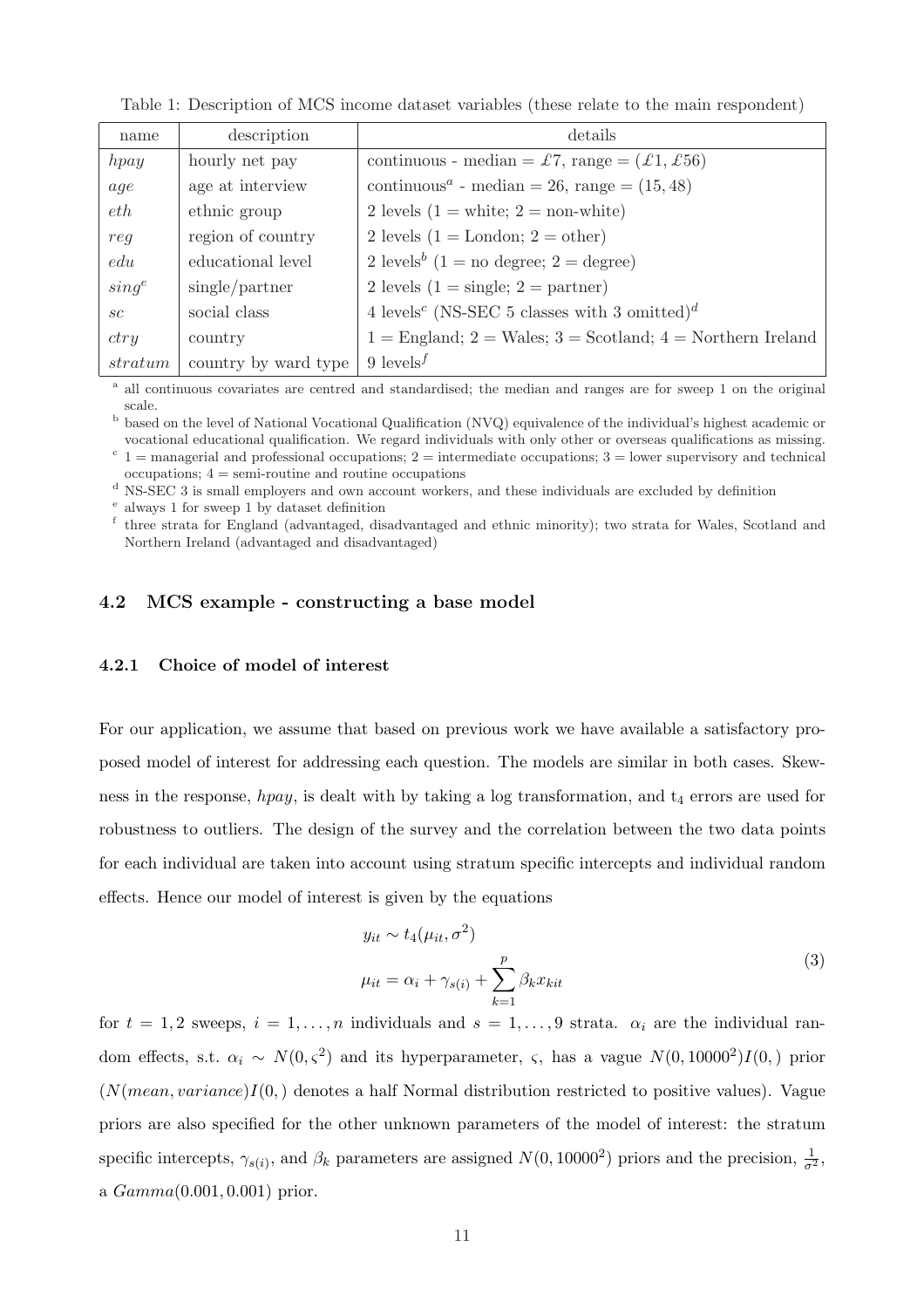Table 1: Description of MCS income dataset variables (these relate to the main respondent)

| name | description | details |
|---|---|---|
| *hpay* | hourly net pay | continuous - median = £7, range = (£1, £56) |
| *age* | age at interview | continuous[a] - median = 26, range = (15, 48) |
| *eth* | ethnic group | 2 levels (1 = white; 2 = non-white) |
| *reg* | region of country | 2 levels (1 = London; 2 = other) |
| *edu* | educational level | 2 levels[b] (1 = no degree; 2 = degree) |
| *sing*[e] | single/partner | 2 levels (1 = single; 2 = partner) |
| *sc* | social class | 4 levels[c] (NS-SEC 5 classes with 3 omitted)[d] |
| *ctry* | country | 1 = England; 2 = Wales; 3 = Scotland; 4 = Northern Ireland |
| *stratum* | country by ward type | 9 levels[f] |

[a] all continuous covariates are centred and standardised; the median and ranges are for sweep 1 on the original scale.

[b] based on the level of National Vocational Qualification (NVQ) equivalence of the individual's highest academic or vocational educational qualification. We regard individuals with only other or overseas qualifications as missing.

[c] 1 = managerial and professional occupations; 2 = intermediate occupations; 3 = lower supervisory and technical occupations; 4 = semi-routine and routine occupations

[d] NS-SEC 3 is small employers and own account workers, and these individuals are excluded by definition

[e] always 1 for sweep 1 by dataset definition

[f] three strata for England (advantaged, disadvantaged and ethnic minority); two strata for Wales, Scotland and Northern Ireland (advantaged and disadvantaged)

### 4.2 MCS example - constructing a base model

#### 4.2.1 Choice of model of interest

For our application, we assume that based on previous work we have available a satisfactory proposed model of interest for addressing each question. The models are similar in both cases. Skewness in the response, *hpay*, is dealt with by taking a log transformation, and $t_4$ errors are used for robustness to outliers. The design of the survey and the correlation between the two data points for each individual are taken into account using stratum specific intercepts and individual random effects. Hence our model of interest is given by the equations

$$
\begin{aligned}
y_{it} &\sim t_4(\mu_{it}, \sigma^2) \\
\mu_{it} &= \alpha_i + \gamma_{s(i)} + \sum_{k=1}^{p} \beta_k x_{kit}
\end{aligned}
\tag{3}
$$

for $t = 1, 2$ sweeps, $i = 1, \ldots, n$ individuals and $s = 1, \ldots, 9$ strata. $\alpha_i$ are the individual random effects, s.t. $\alpha_i \sim N(0, \varsigma^2)$ and its hyperparameter, $\varsigma$, has a vague $N(0, 10000^2)I(0,)$ prior ($N(mean, variance)I(0,)$ denotes a half Normal distribution restricted to positive values). Vague priors are also specified for the other unknown parameters of the model of interest: the stratum specific intercepts, $\gamma_{s(i)}$, and $\beta_k$ parameters are assigned $N(0, 10000^2)$ priors and the precision, $\frac{1}{\sigma^2}$, a $Gamma(0.001, 0.001)$ prior.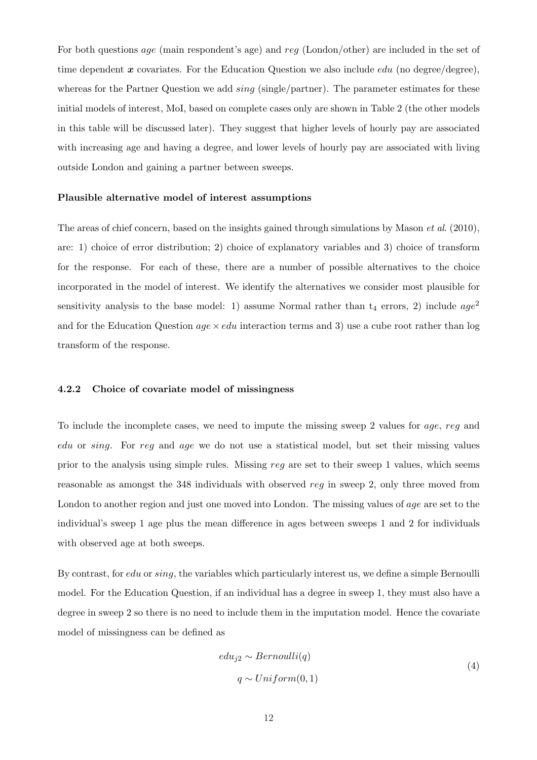For both questions *age* (main respondent's age) and *reg* (London/other) are included in the set of time dependent $\boldsymbol{x}$ covariates. For the Education Question we also include *edu* (no degree/degree), whereas for the Partner Question we add *sing* (single/partner). The parameter estimates for these initial models of interest, MoI, based on complete cases only are shown in Table 2 (the other models in this table will be discussed later). They suggest that higher levels of hourly pay are associated with increasing age and having a degree, and lower levels of hourly pay are associated with living outside London and gaining a partner between sweeps.

**Plausible alternative model of interest assumptions**

The areas of chief concern, based on the insights gained through simulations by Mason *et al.* (2010), are: 1) choice of error distribution; 2) choice of explanatory variables and 3) choice of transform for the response. For each of these, there are a number of possible alternatives to the choice incorporated in the model of interest. We identify the alternatives we consider most plausible for sensitivity analysis to the base model: 1) assume Normal rather than $t_4$ errors, 2) include $age^2$ and for the Education Question $age \times edu$ interaction terms and 3) use a cube root rather than log transform of the response.

### 4.2.2 Choice of covariate model of missingness

To include the incomplete cases, we need to impute the missing sweep 2 values for *age*, *reg* and *edu* or *sing*. For *reg* and *age* we do not use a statistical model, but set their missing values prior to the analysis using simple rules. Missing *reg* are set to their sweep 1 values, which seems reasonable as amongst the 348 individuals with observed *reg* in sweep 2, only three moved from London to another region and just one moved into London. The missing values of *age* are set to the individual's sweep 1 age plus the mean difference in ages between sweeps 1 and 2 for individuals with observed age at both sweeps.

By contrast, for *edu* or *sing*, the variables which particularly interest us, we define a simple Bernoulli model. For the Education Question, if an individual has a degree in sweep 1, they must also have a degree in sweep 2 so there is no need to include them in the imputation model. Hence the covariate model of missingness can be defined as

$$
\begin{aligned}
edu_{j2} &\sim Bernoulli(q) \\
q &\sim Uniform(0,1)
\end{aligned}
\tag{4}
$$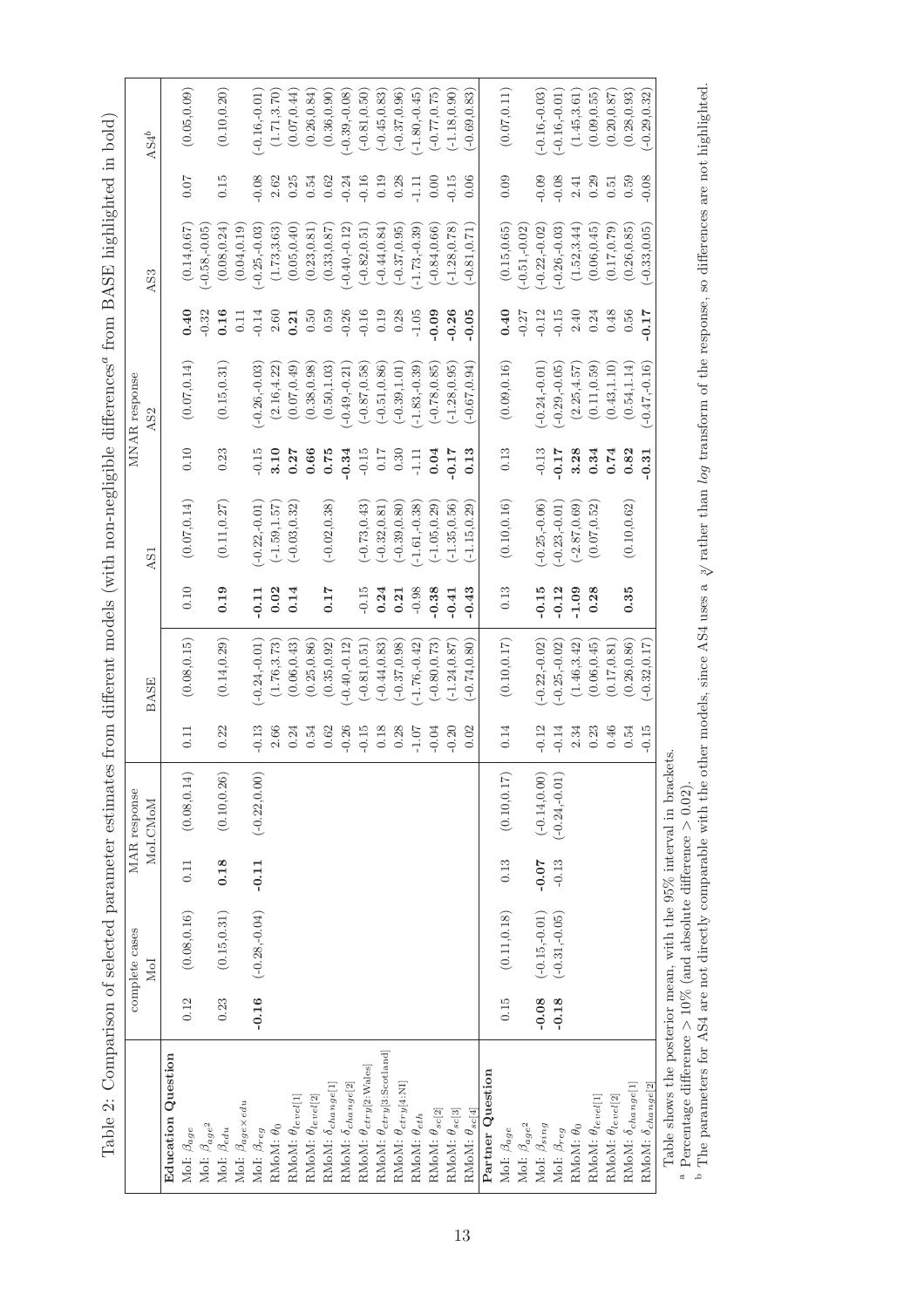Table 2: Comparison of selected parameter estimates from different models (with non-negligible differences[a] from BASE highlighted in bold)

| | complete cases | MAR response | MNAR response | | | | |
|---|---|---|---|---|---|---|---|
| | MoI | MoI.CMoM | BASE | AS1 | AS2 | AS3 | AS4[b] |
| **Education Question** | | | | | | | |
| MoI: $\beta_{age}$ | 0.12 (0.08,0.16) | 0.11 (0.08,0.14) | 0.11 (0.08,0.15) | 0.10 (0.07,0.14) | 0.10 (0.07,0.14) | **0.40** (0.14,0.67) | 0.07 (0.05,0.09) |
| MoI: $\beta_{age^2}$ | | | | | | -0.32 (-0.58,-0.05) | |
| MoI: $\beta_{edu}$ | 0.23 (0.15,0.31) | **0.18** (0.10,0.26) | 0.22 (0.14,0.29) | **0.19** (0.11,0.27) | 0.23 (0.15,0.31) | **0.16** (0.08,0.24) | 0.15 (0.10,0.20) |
| MoI: $\beta_{age \times edu}$ | | | | | | 0.11 (0.04,0.19) | |
| MoI: $\beta_{reg}$ | **-0.16** (-0.28,-0.04) | **-0.11** (-0.22,0.00) | -0.13 (-0.24,-0.01) | **-0.11** (-0.22,-0.01) | -0.15 (-0.26,-0.03) | -0.14 (-0.25,-0.03) | -0.08 (-0.16,-0.01) |
| RMoM: $\theta_0$ | | | 2.66 (1.76,3.73) | **0.02** (-1.59,1.57) | **3.10** (2.16,4.22) | 2.60 (1.73,3.63) | 2.62 (1.71,3.70) |
| RMoM: $\theta_{level[1]}$ | | | 0.24 (0.06,0.43) | **0.14** (-0.03,0.32) | **0.27** (0.07,0.49) | **0.21** (0.05,0.40) | 0.25 (0.07,0.44) |
| RMoM: $\theta_{level[2]}$ | | | 0.54 (0.25,0.86) | | **0.66** (0.38,0.98) | 0.50 (0.23,0.81) | 0.54 (0.26,0.84) |
| RMoM: $\delta_{change[1]}$ | | | 0.62 (0.35,0.92) | **0.17** (-0.02,0.38) | **0.75** (0.50,1.03) | 0.59 (0.33,0.87) | 0.62 (0.36,0.90) |
| RMoM: $\delta_{change[2]}$ | | | -0.26 (-0.40,-0.12) | | **-0.34** (-0.49,-0.21) | -0.26 (-0.40,-0.12) | -0.24 (-0.39,-0.08) |
| RMoM: $\theta_{ctry[2:Wales]}$ | | | -0.15 (-0.81,0.51) | -0.15 (-0.73,0.43) | -0.15 (-0.87,0.58) | -0.16 (-0.82,0.51) | -0.16 (-0.81,0.50) |
| RMoM: $\theta_{ctry[3:Scotland]}$ | | | 0.18 (-0.44,0.83) | **0.24** (-0.32,0.81) | 0.17 (-0.51,0.86) | 0.19 (-0.44,0.84) | 0.19 (-0.45,0.83) |
| RMoM: $\theta_{ctry[4:NI]}$ | | | 0.28 (-0.37,0.98) | **0.21** (-0.39,0.80) | 0.30 (-0.39,1.01) | 0.28 (-0.37,0.95) | 0.28 (-0.37,0.96) |
| RMoM: $\theta_{eth}$ | | | -1.07 (-1.76,-0.42) | -0.98 (-1.61,-0.38) | -1.11 (-1.83,-0.39) | -1.05 (-1.73,-0.39) | -1.11 (-1.80,-0.45) |
| RMoM: $\theta_{sc[2]}$ | | | -0.04 (-0.80,0.73) | **-0.38** (-1.05,0.29) | **0.04** (-0.78,0.85) | **-0.09** (-0.84,0.66) | 0.00 (-0.77,0.75) |
| RMoM: $\theta_{sc[3]}$ | | | -0.20 (-1.24,0.87) | **-0.41** (-1.35,0.56) | **-0.17** (-1.28,0.95) | **-0.26** (-1.28,0.78) | -0.15 (-1.18,0.90) |
| RMoM: $\theta_{sc[4]}$ | | | 0.02 (-0.74,0.80) | **-0.43** (-1.15,0.29) | **0.13** (-0.67,0.94) | **-0.05** (-0.81,0.71) | 0.06 (-0.69,0.83) |
| **Partner Question** | | | | | | | |
| MoI: $\beta_{age}$ | 0.15 (0.11,0.18) | 0.13 (0.10,0.17) | 0.14 (0.10,0.17) | 0.13 (0.10,0.16) | 0.13 (0.09,0.16) | **0.40** (0.15,0.65) | 0.09 (0.07,0.11) |
| MoI: $\beta_{age^2}$ | | | | | | -0.27 (-0.51,-0.02) | |
| MoI: $\beta_{sing}$ | **-0.08** (-0.15,-0.01) | **-0.07** (-0.14,0.00) | -0.12 (-0.22,-0.02) | **-0.15** (-0.25,-0.06) | -0.13 (-0.24,-0.01) | -0.12 (-0.22,-0.02) | -0.09 (-0.16,-0.03) |
| MoI: $\beta_{reg}$ | **-0.18** (-0.31,-0.05) | -0.13 (-0.24,-0.01) | -0.14 (-0.25,-0.02) | **-0.12** (-0.23,-0.01) | **-0.17** (-0.29,-0.05) | -0.15 (-0.26,-0.03) | -0.08 (-0.16,-0.01) |
| RMoM: $\theta_0$ | | | 2.34 (1.46,3.42) | **-1.09** (-2.87,0.69) | **3.28** (2.25,4.57) | 2.40 (1.52,3.44) | 2.41 (1.45,3.61) |
| RMoM: $\theta_{level[1]}$ | | | 0.23 (0.06,0.45) | **0.28** (0.07,0.52) | **0.34** (0.11,0.59) | 0.24 (0.06,0.45) | 0.29 (0.09,0.55) |
| RMoM: $\theta_{level[2]}$ | | | 0.46 (0.17,0.81) | | **0.74** (0.43,1.10) | 0.48 (0.17,0.79) | 0.51 (0.20,0.87) |
| RMoM: $\delta_{change[1]}$ | | | 0.54 (0.26,0.86) | **0.35** (0.10,0.62) | **0.82** (0.54,1.14) | 0.56 (0.26,0.85) | 0.59 (0.28,0.93) |
| RMoM: $\delta_{change[2]}$ | | | -0.15 (-0.32,0.17) | | **-0.31** (-0.47,-0.16) | **-0.17** (-0.33,0.05) | -0.08 (-0.29,0.32) |

Table shows the posterior mean, with the 95% interval in brackets.

[a] Percentage difference > 10% (and absolute difference > 0.02).

[b] The parameters for AS4 are not directly comparable with the other models, since AS4 uses a $\sqrt[3]{}$ rather than *log* transform of the response, so differences are not highlighted.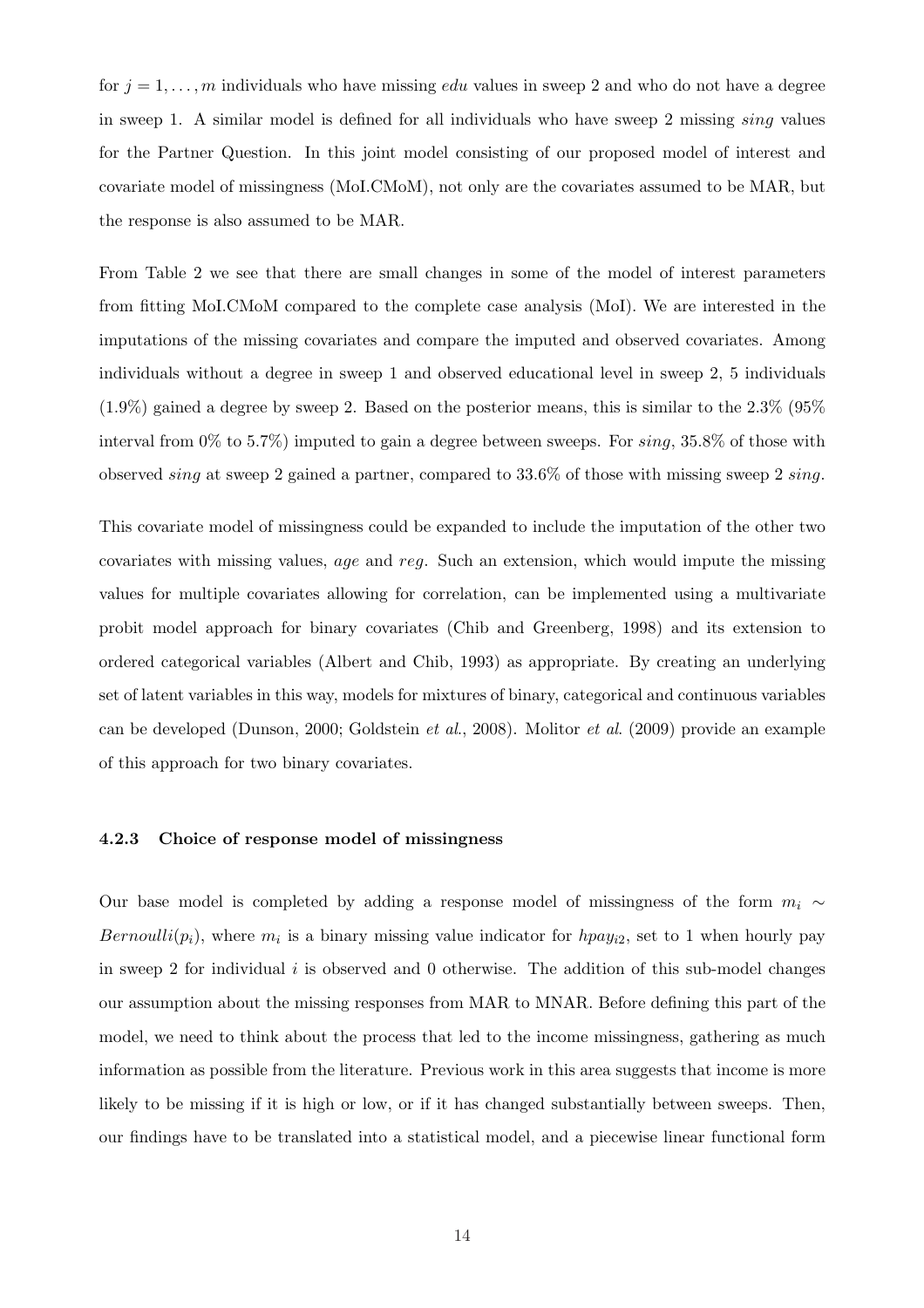for $j = 1, \ldots, m$ individuals who have missing *edu* values in sweep 2 and who do not have a degree in sweep 1. A similar model is defined for all individuals who have sweep 2 missing *sing* values for the Partner Question. In this joint model consisting of our proposed model of interest and covariate model of missingness (MoI.CMoM), not only are the covariates assumed to be MAR, but the response is also assumed to be MAR.

From Table 2 we see that there are small changes in some of the model of interest parameters from fitting MoI.CMoM compared to the complete case analysis (MoI). We are interested in the imputations of the missing covariates and compare the imputed and observed covariates. Among individuals without a degree in sweep 1 and observed educational level in sweep 2, 5 individuals (1.9%) gained a degree by sweep 2. Based on the posterior means, this is similar to the 2.3% (95% interval from 0% to 5.7%) imputed to gain a degree between sweeps. For *sing*, 35.8% of those with observed *sing* at sweep 2 gained a partner, compared to 33.6% of those with missing sweep 2 *sing*.

This covariate model of missingness could be expanded to include the imputation of the other two covariates with missing values, *age* and *reg*. Such an extension, which would impute the missing values for multiple covariates allowing for correlation, can be implemented using a multivariate probit model approach for binary covariates (Chib and Greenberg, 1998) and its extension to ordered categorical variables (Albert and Chib, 1993) as appropriate. By creating an underlying set of latent variables in this way, models for mixtures of binary, categorical and continuous variables can be developed (Dunson, 2000; Goldstein *et al.*, 2008). Molitor *et al*. (2009) provide an example of this approach for two binary covariates.

#### 4.2.3 Choice of response model of missingness

Our base model is completed by adding a response model of missingness of the form $m_i \sim Bernoulli(p_i)$, where $m_i$ is a binary missing value indicator for $hpay_{i2}$, set to 1 when hourly pay in sweep 2 for individual $i$ is observed and 0 otherwise. The addition of this sub-model changes our assumption about the missing responses from MAR to MNAR. Before defining this part of the model, we need to think about the process that led to the income missingness, gathering as much information as possible from the literature. Previous work in this area suggests that income is more likely to be missing if it is high or low, or if it has changed substantially between sweeps. Then, our findings have to be translated into a statistical model, and a piecewise linear functional form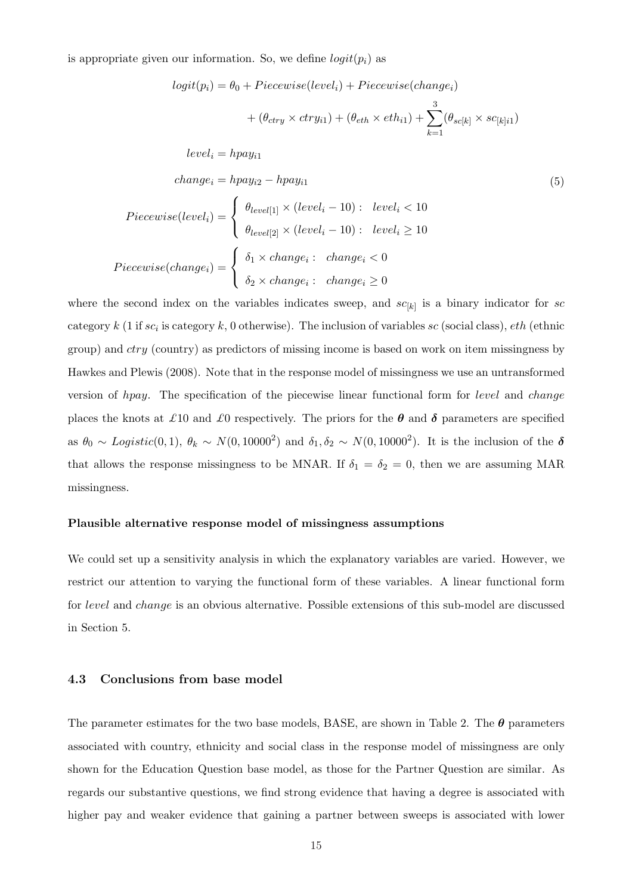is appropriate given our information. So, we define $logit(p_i)$ as

$$
\begin{aligned}
logit(p_i) &= \theta_0 + Piecewise(level_i) + Piecewise(change_i) \\
&\quad + (\theta_{ctry} \times ctry_{i1}) + (\theta_{eth} \times eth_{i1}) + \sum_{k=1}^{3} (\theta_{sc[k]} \times sc_{[k]i1}) \\
level_i &= hpay_{i1} \\
change_i &= hpay_{i2} - hpay_{i1} \\
Piecewise(level_i) &= \begin{cases} \theta_{level[1]} \times (level_i - 10): & level_i < 10 \\ \theta_{level[2]} \times (level_i - 10): & level_i \geq 10 \end{cases} \\
Piecewise(change_i) &= \begin{cases} \delta_1 \times change_i: & change_i < 0 \\ \delta_2 \times change_i: & change_i \geq 0 \end{cases}
\end{aligned} \tag{5}
$$

where the second index on the variables indicates sweep, and $sc_{[k]}$ is a binary indicator for $sc$ category $k$ (1 if $sc_i$ is category $k$, 0 otherwise). The inclusion of variables $sc$ (social class), $eth$ (ethnic group) and $ctry$ (country) as predictors of missing income is based on work on item missingness by Hawkes and Plewis (2008). Note that in the response model of missingness we use an untransformed version of $hpay$. The specification of the piecewise linear functional form for $level$ and $change$ places the knots at £10 and £0 respectively. The priors for the $\boldsymbol{\theta}$ and $\boldsymbol{\delta}$ parameters are specified as $\theta_0 \sim Logistic(0, 1)$, $\theta_k \sim N(0, 10000^2)$ and $\delta_1, \delta_2 \sim N(0, 10000^2)$. It is the inclusion of the $\boldsymbol{\delta}$ that allows the response missingness to be MNAR. If $\delta_1 = \delta_2 = 0$, then we are assuming MAR missingness.

**Plausible alternative response model of missingness assumptions**

We could set up a sensitivity analysis in which the explanatory variables are varied. However, we restrict our attention to varying the functional form of these variables. A linear functional form for $level$ and $change$ is an obvious alternative. Possible extensions of this sub-model are discussed in Section 5.

### 4.3 Conclusions from base model

The parameter estimates for the two base models, BASE, are shown in Table 2. The $\boldsymbol{\theta}$ parameters associated with country, ethnicity and social class in the response model of missingness are only shown for the Education Question base model, as those for the Partner Question are similar. As regards our substantive questions, we find strong evidence that having a degree is associated with higher pay and weaker evidence that gaining a partner between sweeps is associated with lower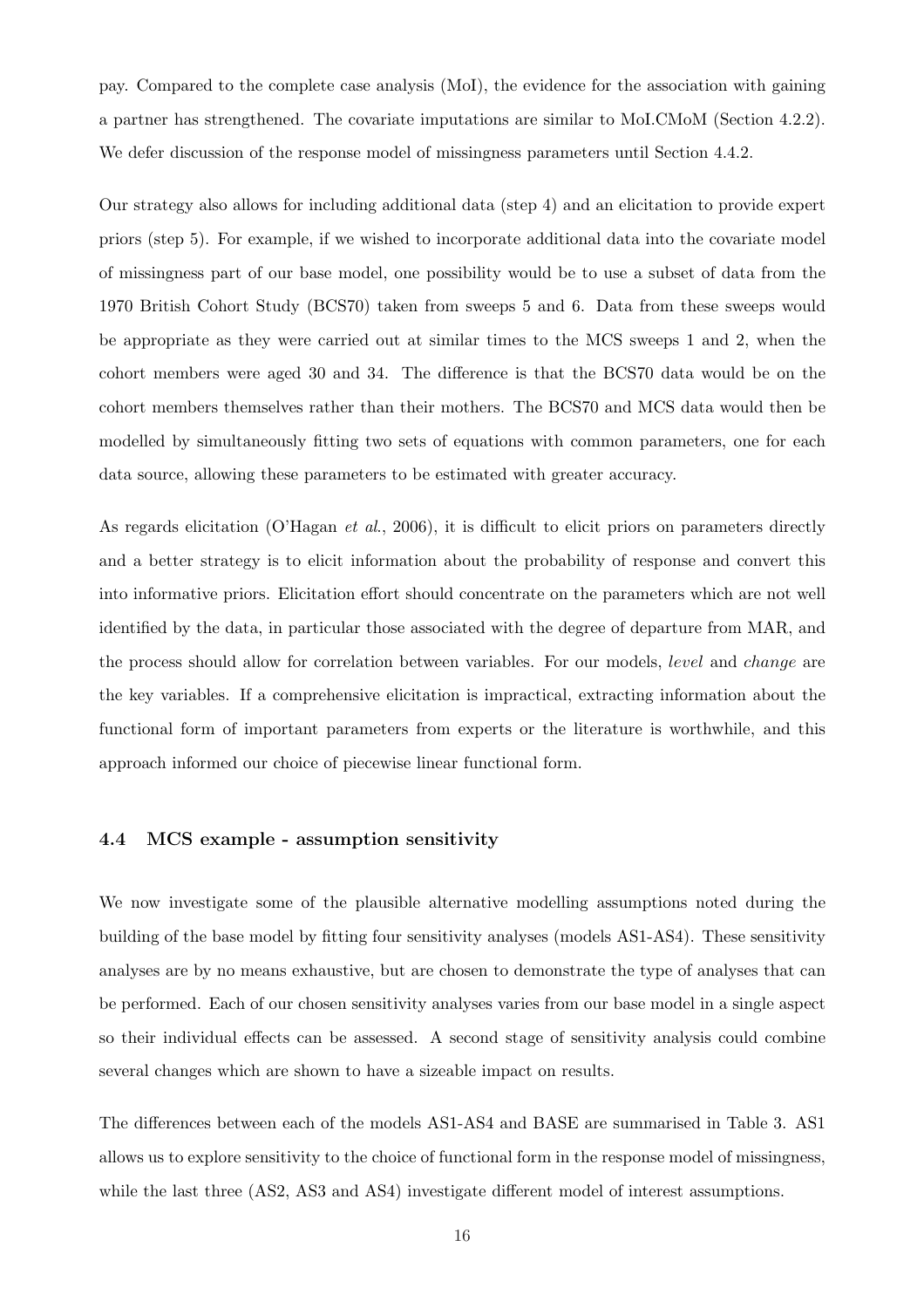pay. Compared to the complete case analysis (MoI), the evidence for the association with gaining a partner has strengthened. The covariate imputations are similar to MoI.CMoM (Section 4.2.2). We defer discussion of the response model of missingness parameters until Section 4.4.2.

Our strategy also allows for including additional data (step 4) and an elicitation to provide expert priors (step 5). For example, if we wished to incorporate additional data into the covariate model of missingness part of our base model, one possibility would be to use a subset of data from the 1970 British Cohort Study (BCS70) taken from sweeps 5 and 6. Data from these sweeps would be appropriate as they were carried out at similar times to the MCS sweeps 1 and 2, when the cohort members were aged 30 and 34. The difference is that the BCS70 data would be on the cohort members themselves rather than their mothers. The BCS70 and MCS data would then be modelled by simultaneously fitting two sets of equations with common parameters, one for each data source, allowing these parameters to be estimated with greater accuracy.

As regards elicitation (O'Hagan *et al.*, 2006), it is difficult to elicit priors on parameters directly and a better strategy is to elicit information about the probability of response and convert this into informative priors. Elicitation effort should concentrate on the parameters which are not well identified by the data, in particular those associated with the degree of departure from MAR, and the process should allow for correlation between variables. For our models, *level* and *change* are the key variables. If a comprehensive elicitation is impractical, extracting information about the functional form of important parameters from experts or the literature is worthwhile, and this approach informed our choice of piecewise linear functional form.

### 4.4 MCS example - assumption sensitivity

We now investigate some of the plausible alternative modelling assumptions noted during the building of the base model by fitting four sensitivity analyses (models AS1-AS4). These sensitivity analyses are by no means exhaustive, but are chosen to demonstrate the type of analyses that can be performed. Each of our chosen sensitivity analyses varies from our base model in a single aspect so their individual effects can be assessed. A second stage of sensitivity analysis could combine several changes which are shown to have a sizeable impact on results.

The differences between each of the models AS1-AS4 and BASE are summarised in Table 3. AS1 allows us to explore sensitivity to the choice of functional form in the response model of missingness, while the last three (AS2, AS3 and AS4) investigate different model of interest assumptions.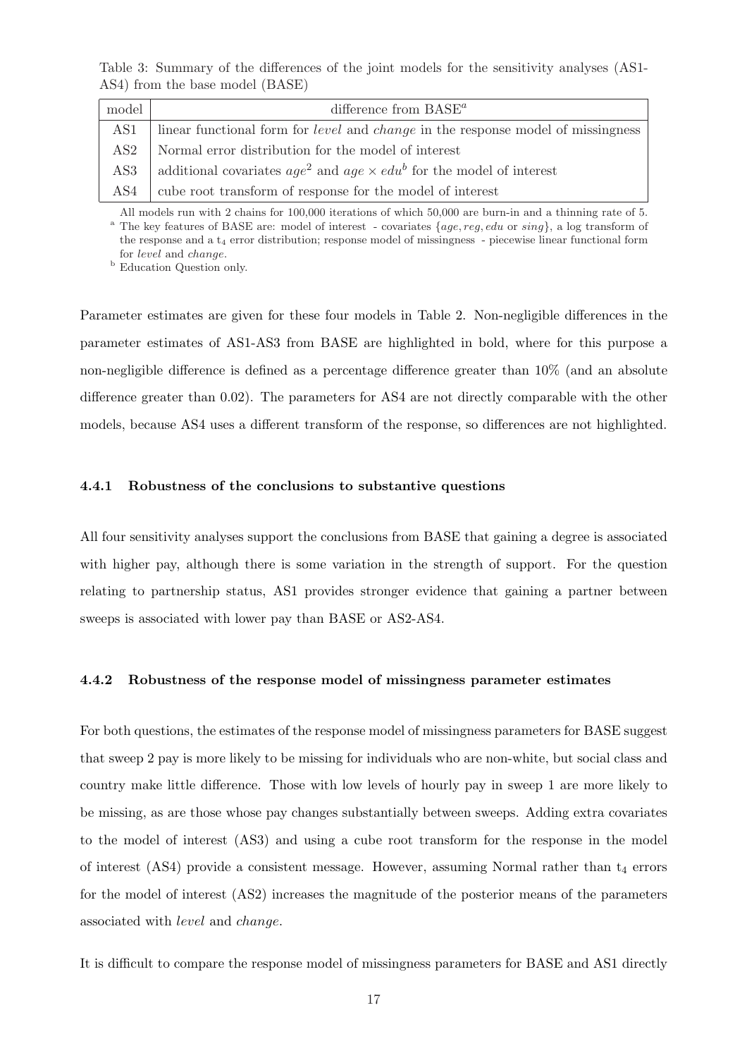Table 3: Summary of the differences of the joint models for the sensitivity analyses (AS1-AS4) from the base model (BASE)

| model | difference from BASE[a] |
|---|---|
| AS1 | linear functional form for *level* and *change* in the response model of missingness |
| AS2 | Normal error distribution for the model of interest |
| AS3 | additional covariates $age^2$ and $age \times edu^b$ for the model of interest |
| AS4 | cube root transform of response for the model of interest |

All models run with 2 chains for 100,000 iterations of which 50,000 are burn-in and a thinning rate of 5.
[a] The key features of BASE are: model of interest - covariates $\{age, reg, edu$ or $sing\}$, a log transform of the response and a $t_4$ error distribution; response model of missingness - piecewise linear functional form for *level* and *change*.
[b] Education Question only.

Parameter estimates are given for these four models in Table 2. Non-negligible differences in the parameter estimates of AS1-AS3 from BASE are highlighted in bold, where for this purpose a non-negligible difference is defined as a percentage difference greater than 10% (and an absolute difference greater than 0.02). The parameters for AS4 are not directly comparable with the other models, because AS4 uses a different transform of the response, so differences are not highlighted.

#### 4.4.1 Robustness of the conclusions to substantive questions

All four sensitivity analyses support the conclusions from BASE that gaining a degree is associated with higher pay, although there is some variation in the strength of support. For the question relating to partnership status, AS1 provides stronger evidence that gaining a partner between sweeps is associated with lower pay than BASE or AS2-AS4.

#### 4.4.2 Robustness of the response model of missingness parameter estimates

For both questions, the estimates of the response model of missingness parameters for BASE suggest that sweep 2 pay is more likely to be missing for individuals who are non-white, but social class and country make little difference. Those with low levels of hourly pay in sweep 1 are more likely to be missing, as are those whose pay changes substantially between sweeps. Adding extra covariates to the model of interest (AS3) and using a cube root transform for the response in the model of interest (AS4) provide a consistent message. However, assuming Normal rather than $t_4$ errors for the model of interest (AS2) increases the magnitude of the posterior means of the parameters associated with *level* and *change*.

It is difficult to compare the response model of missingness parameters for BASE and AS1 directly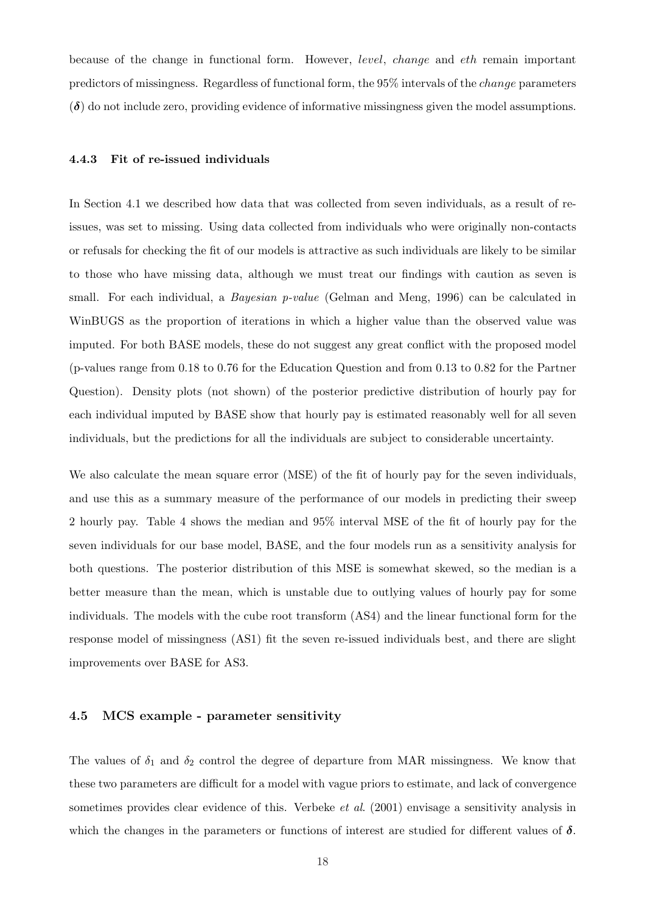because of the change in functional form. However, *level*, *change* and *eth* remain important predictors of missingness. Regardless of functional form, the 95% intervals of the *change* parameters ($\boldsymbol{\delta}$) do not include zero, providing evidence of informative missingness given the model assumptions.

### 4.4.3 Fit of re-issued individuals

In Section 4.1 we described how data that was collected from seven individuals, as a result of re-issues, was set to missing. Using data collected from individuals who were originally non-contacts or refusals for checking the fit of our models is attractive as such individuals are likely to be similar to those who have missing data, although we must treat our findings with caution as seven is small. For each individual, a *Bayesian p-value* (Gelman and Meng, 1996) can be calculated in WinBUGS as the proportion of iterations in which a higher value than the observed value was imputed. For both BASE models, these do not suggest any great conflict with the proposed model (p-values range from 0.18 to 0.76 for the Education Question and from 0.13 to 0.82 for the Partner Question). Density plots (not shown) of the posterior predictive distribution of hourly pay for each individual imputed by BASE show that hourly pay is estimated reasonably well for all seven individuals, but the predictions for all the individuals are subject to considerable uncertainty.

We also calculate the mean square error (MSE) of the fit of hourly pay for the seven individuals, and use this as a summary measure of the performance of our models in predicting their sweep 2 hourly pay. Table 4 shows the median and 95% interval MSE of the fit of hourly pay for the seven individuals for our base model, BASE, and the four models run as a sensitivity analysis for both questions. The posterior distribution of this MSE is somewhat skewed, so the median is a better measure than the mean, which is unstable due to outlying values of hourly pay for some individuals. The models with the cube root transform (AS4) and the linear functional form for the response model of missingness (AS1) fit the seven re-issued individuals best, and there are slight improvements over BASE for AS3.

## 4.5 MCS example - parameter sensitivity

The values of $\delta_1$ and $\delta_2$ control the degree of departure from MAR missingness. We know that these two parameters are difficult for a model with vague priors to estimate, and lack of convergence sometimes provides clear evidence of this. Verbeke *et al.* (2001) envisage a sensitivity analysis in which the changes in the parameters or functions of interest are studied for different values of $\boldsymbol{\delta}$.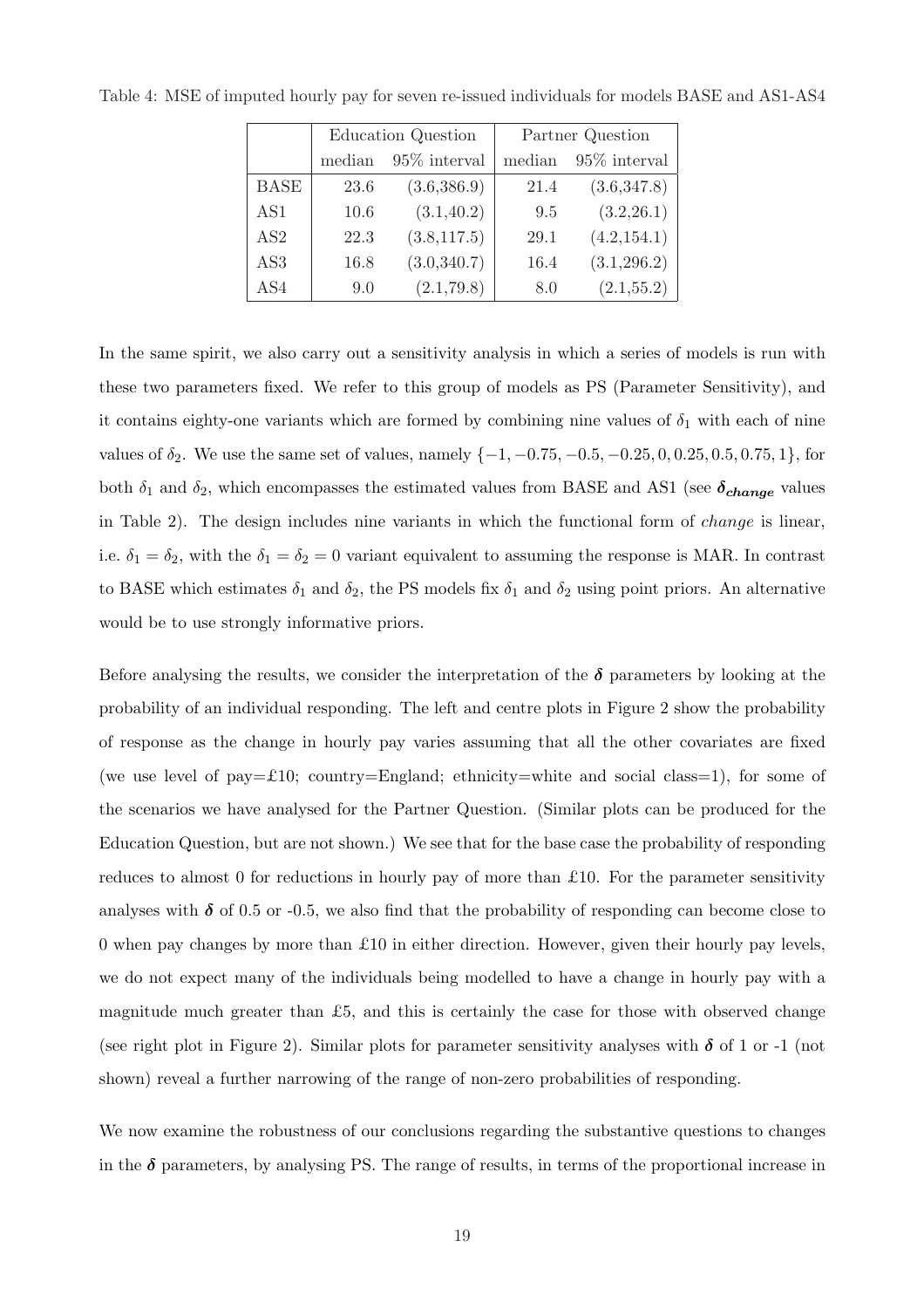Table 4: MSE of imputed hourly pay for seven re-issued individuals for models BASE and AS1-AS4

| | Education Question | | Partner Question | |
|---|---|---|---|---|
| | median | 95% interval | median | 95% interval |
| BASE | 23.6 | (3.6,386.9) | 21.4 | (3.6,347.8) |
| AS1 | 10.6 | (3.1,40.2) | 9.5 | (3.2,26.1) |
| AS2 | 22.3 | (3.8,117.5) | 29.1 | (4.2,154.1) |
| AS3 | 16.8 | (3.0,340.7) | 16.4 | (3.1,296.2) |
| AS4 | 9.0 | (2.1,79.8) | 8.0 | (2.1,55.2) |

In the same spirit, we also carry out a sensitivity analysis in which a series of models is run with these two parameters fixed. We refer to this group of models as PS (Parameter Sensitivity), and it contains eighty-one variants which are formed by combining nine values of $\delta_1$ with each of nine values of $\delta_2$. We use the same set of values, namely $\{-1, -0.75, -0.5, -0.25, 0, 0.25, 0.5, 0.75, 1\}$, for both $\delta_1$ and $\delta_2$, which encompasses the estimated values from BASE and AS1 (see $\boldsymbol{\delta_{change}}$ values in Table 2). The design includes nine variants in which the functional form of *change* is linear, i.e. $\delta_1 = \delta_2$, with the $\delta_1 = \delta_2 = 0$ variant equivalent to assuming the response is MAR. In contrast to BASE which estimates $\delta_1$ and $\delta_2$, the PS models fix $\delta_1$ and $\delta_2$ using point priors. An alternative would be to use strongly informative priors.

Before analysing the results, we consider the interpretation of the $\boldsymbol{\delta}$ parameters by looking at the probability of an individual responding. The left and centre plots in Figure 2 show the probability of response as the change in hourly pay varies assuming that all the other covariates are fixed (we use level of pay=£10; country=England; ethnicity=white and social class=1), for some of the scenarios we have analysed for the Partner Question. (Similar plots can be produced for the Education Question, but are not shown.) We see that for the base case the probability of responding reduces to almost 0 for reductions in hourly pay of more than £10. For the parameter sensitivity analyses with $\boldsymbol{\delta}$ of 0.5 or -0.5, we also find that the probability of responding can become close to 0 when pay changes by more than £10 in either direction. However, given their hourly pay levels, we do not expect many of the individuals being modelled to have a change in hourly pay with a magnitude much greater than £5, and this is certainly the case for those with observed change (see right plot in Figure 2). Similar plots for parameter sensitivity analyses with $\boldsymbol{\delta}$ of 1 or -1 (not shown) reveal a further narrowing of the range of non-zero probabilities of responding.

We now examine the robustness of our conclusions regarding the substantive questions to changes in the $\boldsymbol{\delta}$ parameters, by analysing PS. The range of results, in terms of the proportional increase in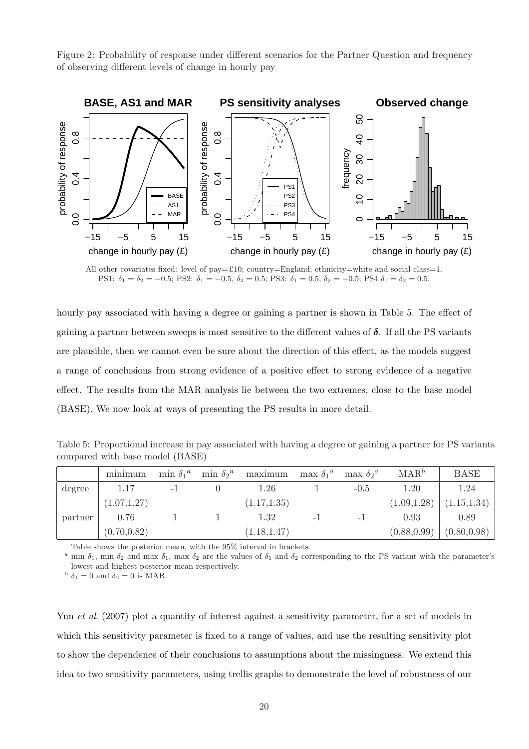Figure 2: Probability of response under different scenarios for the Partner Question and frequency of observing different levels of change in hourly pay

All other covariates fixed: level of pay=£10; country=England; ethnicity=white and social class=1.
PS1: $\delta_1 = \delta_2 = -0.5$; PS2: $\delta_1 = -0.5$, $\delta_2 = 0.5$; PS3: $\delta_1 = 0.5$, $\delta_2 = -0.5$; PS4 $\delta_1 = \delta_2 = 0.5$.

hourly pay associated with having a degree or gaining a partner is shown in Table 5. The effect of gaining a partner between sweeps is most sensitive to the different values of $\boldsymbol{\delta}$. If all the PS variants are plausible, then we cannot even be sure about the direction of this effect, as the models suggest a range of conclusions from strong evidence of a positive effect to strong evidence of a negative effect. The results from the MAR analysis lie between the two extremes, close to the base model (BASE). We now look at ways of presenting the PS results in more detail.

Table 5: Proportional increase in pay associated with having a degree or gaining a partner for PS variants compared with base model (BASE)

| | minimum | min $\delta_1$[a] | min $\delta_2$[a] | maximum | max $\delta_1$[a] | max $\delta_2$[a] | MAR[b] | BASE |
|---|---|---|---|---|---|---|---|---|
| degree | 1.17 | -1 | 0 | 1.26 | 1 | -0.5 | 1.20 | 1.24 |
| | (1.07,1.27) | | | (1.17,1.35) | | | (1.09,1.28) | (1.15,1.34) |
| partner | 0.76 | 1 | 1 | 1.32 | -1 | -1 | 0.93 | 0.89 |
| | (0.70,0.82) | | | (1.18,1.47) | | | (0.88,0.99) | (0.80,0.98) |

Table shows the posterior mean, with the 95% interval in brackets.
[a] min $\delta_1$, min $\delta_2$ and max $\delta_1$, max $\delta_2$ are the values of $\delta_1$ and $\delta_2$ corresponding to the PS variant with the parameter's lowest and highest posterior mean respectively.
[b] $\delta_1 = 0$ and $\delta_2 = 0$ is MAR.

Yun *et al*. (2007) plot a quantity of interest against a sensitivity parameter, for a set of models in which this sensitivity parameter is fixed to a range of values, and use the resulting sensitivity plot to show the dependence of their conclusions to assumptions about the missingness. We extend this idea to two sensitivity parameters, using trellis graphs to demonstrate the level of robustness of our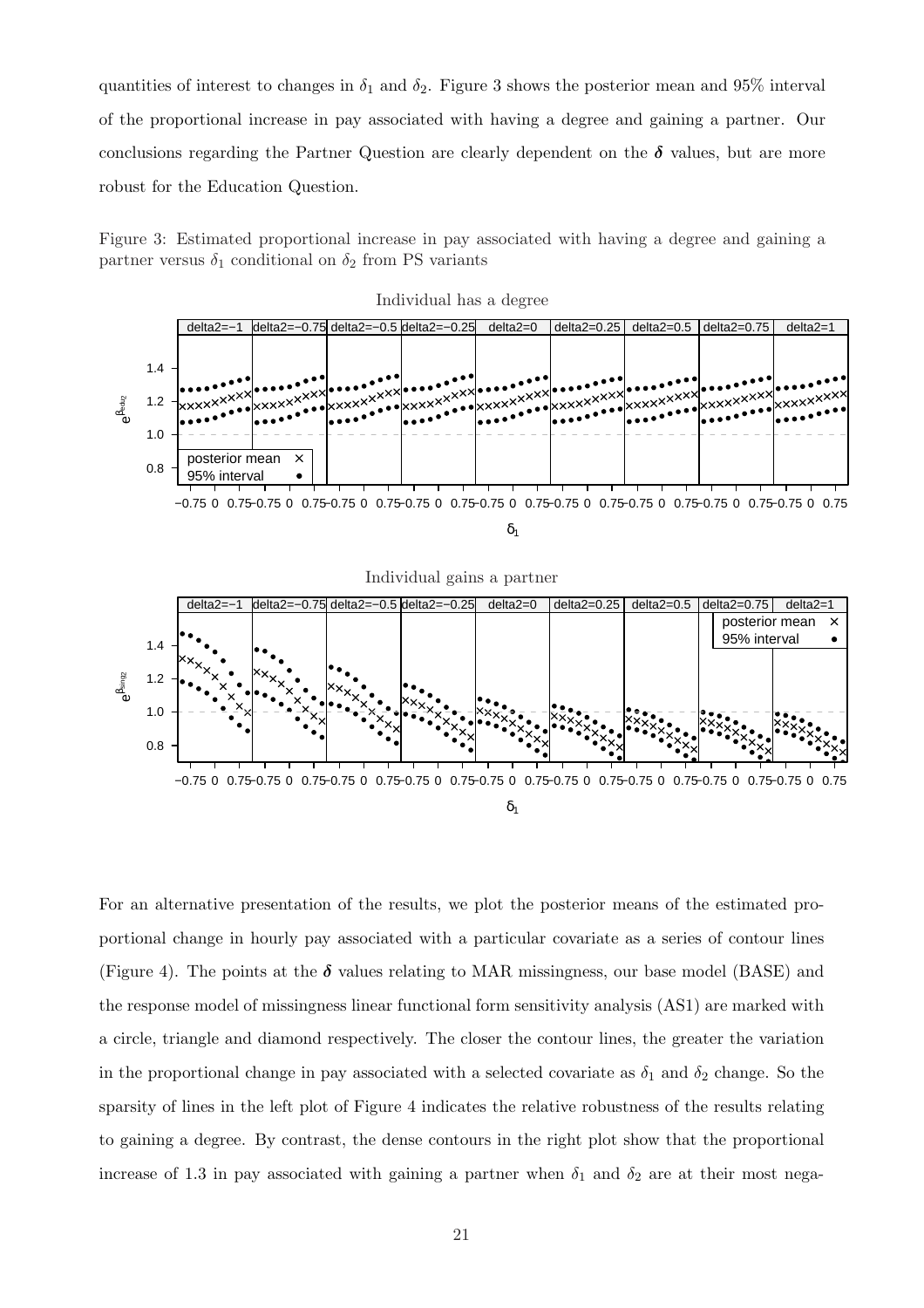quantities of interest to changes in $\delta_1$ and $\delta_2$. Figure 3 shows the posterior mean and 95% interval of the proportional increase in pay associated with having a degree and gaining a partner. Our conclusions regarding the Partner Question are clearly dependent on the $\boldsymbol{\delta}$ values, but are more robust for the Education Question.

Figure 3: Estimated proportional increase in pay associated with having a degree and gaining a partner versus $\delta_1$ conditional on $\delta_2$ from PS variants

For an alternative presentation of the results, we plot the posterior means of the estimated proportional change in hourly pay associated with a particular covariate as a series of contour lines (Figure 4). The points at the $\boldsymbol{\delta}$ values relating to MAR missingness, our base model (BASE) and the response model of missingness linear functional form sensitivity analysis (AS1) are marked with a circle, triangle and diamond respectively. The closer the contour lines, the greater the variation in the proportional change in pay associated with a selected covariate as $\delta_1$ and $\delta_2$ change. So the sparsity of lines in the left plot of Figure 4 indicates the relative robustness of the results relating to gaining a degree. By contrast, the dense contours in the right plot show that the proportional increase of 1.3 in pay associated with gaining a partner when $\delta_1$ and $\delta_2$ are at their most nega-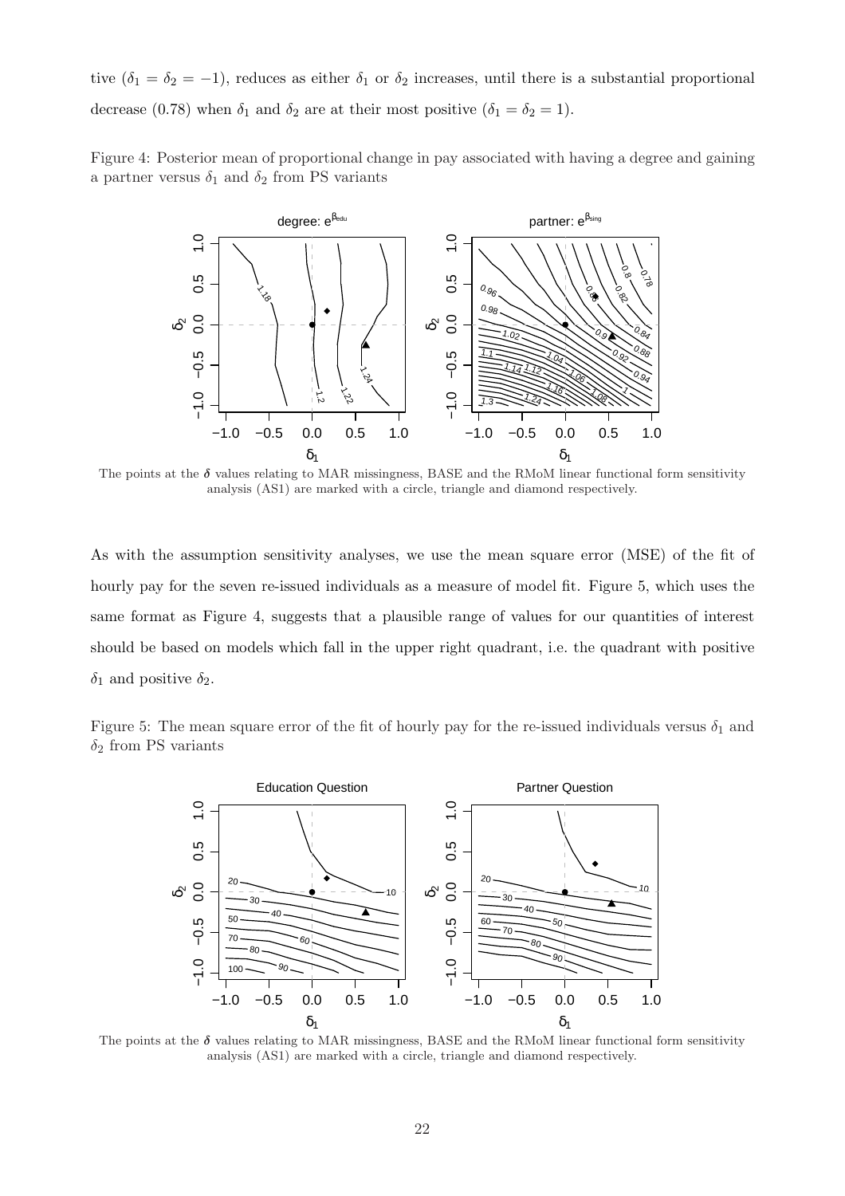tive ($\delta_1 = \delta_2 = -1$), reduces as either $\delta_1$ or $\delta_2$ increases, until there is a substantial proportional decrease (0.78) when $\delta_1$ and $\delta_2$ are at their most positive ($\delta_1 = \delta_2 = 1$).

Figure 4: Posterior mean of proportional change in pay associated with having a degree and gaining a partner versus $\delta_1$ and $\delta_2$ from PS variants

The points at the $\boldsymbol{\delta}$ values relating to MAR missingness, BASE and the RMoM linear functional form sensitivity analysis (AS1) are marked with a circle, triangle and diamond respectively.

As with the assumption sensitivity analyses, we use the mean square error (MSE) of the fit of hourly pay for the seven re-issued individuals as a measure of model fit. Figure 5, which uses the same format as Figure 4, suggests that a plausible range of values for our quantities of interest should be based on models which fall in the upper right quadrant, i.e. the quadrant with positive $\delta_1$ and positive $\delta_2$.

Figure 5: The mean square error of the fit of hourly pay for the re-issued individuals versus $\delta_1$ and $\delta_2$ from PS variants

The points at the $\boldsymbol{\delta}$ values relating to MAR missingness, BASE and the RMoM linear functional form sensitivity analysis (AS1) are marked with a circle, triangle and diamond respectively.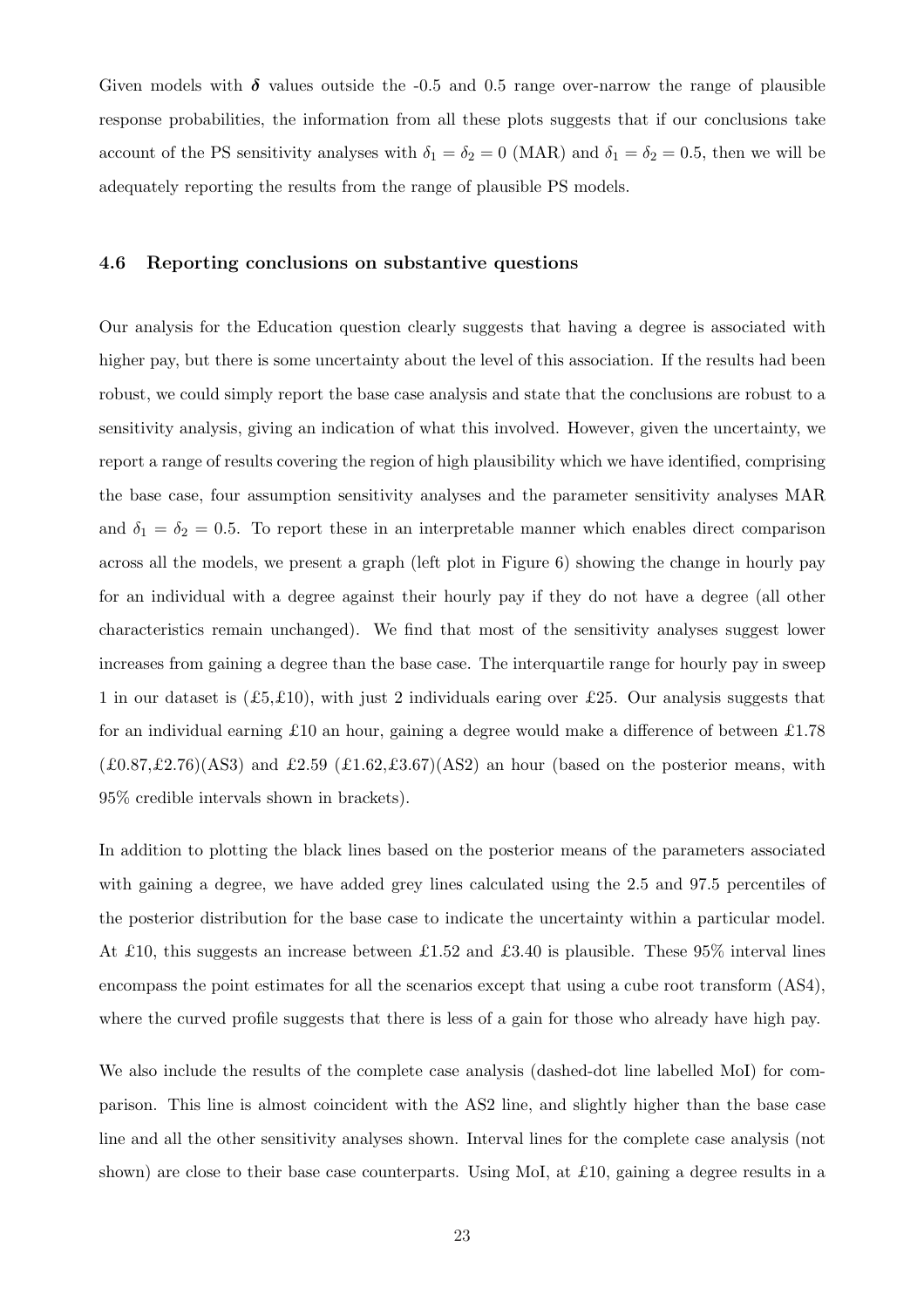Given models with $\boldsymbol{\delta}$ values outside the -0.5 and 0.5 range over-narrow the range of plausible response probabilities, the information from all these plots suggests that if our conclusions take account of the PS sensitivity analyses with $\delta_1 = \delta_2 = 0$ (MAR) and $\delta_1 = \delta_2 = 0.5$, then we will be adequately reporting the results from the range of plausible PS models.

### 4.6 Reporting conclusions on substantive questions

Our analysis for the Education question clearly suggests that having a degree is associated with higher pay, but there is some uncertainty about the level of this association. If the results had been robust, we could simply report the base case analysis and state that the conclusions are robust to a sensitivity analysis, giving an indication of what this involved. However, given the uncertainty, we report a range of results covering the region of high plausibility which we have identified, comprising the base case, four assumption sensitivity analyses and the parameter sensitivity analyses MAR and $\delta_1 = \delta_2 = 0.5$. To report these in an interpretable manner which enables direct comparison across all the models, we present a graph (left plot in Figure 6) showing the change in hourly pay for an individual with a degree against their hourly pay if they do not have a degree (all other characteristics remain unchanged). We find that most of the sensitivity analyses suggest lower increases from gaining a degree than the base case. The interquartile range for hourly pay in sweep 1 in our dataset is (£5,£10), with just 2 individuals earing over £25. Our analysis suggests that for an individual earning £10 an hour, gaining a degree would make a difference of between £1.78 (£0.87,£2.76)(AS3) and £2.59 (£1.62,£3.67)(AS2) an hour (based on the posterior means, with 95% credible intervals shown in brackets).

In addition to plotting the black lines based on the posterior means of the parameters associated with gaining a degree, we have added grey lines calculated using the 2.5 and 97.5 percentiles of the posterior distribution for the base case to indicate the uncertainty within a particular model. At £10, this suggests an increase between £1.52 and £3.40 is plausible. These 95% interval lines encompass the point estimates for all the scenarios except that using a cube root transform (AS4), where the curved profile suggests that there is less of a gain for those who already have high pay.

We also include the results of the complete case analysis (dashed-dot line labelled MoI) for comparison. This line is almost coincident with the AS2 line, and slightly higher than the base case line and all the other sensitivity analyses shown. Interval lines for the complete case analysis (not shown) are close to their base case counterparts. Using MoI, at £10, gaining a degree results in a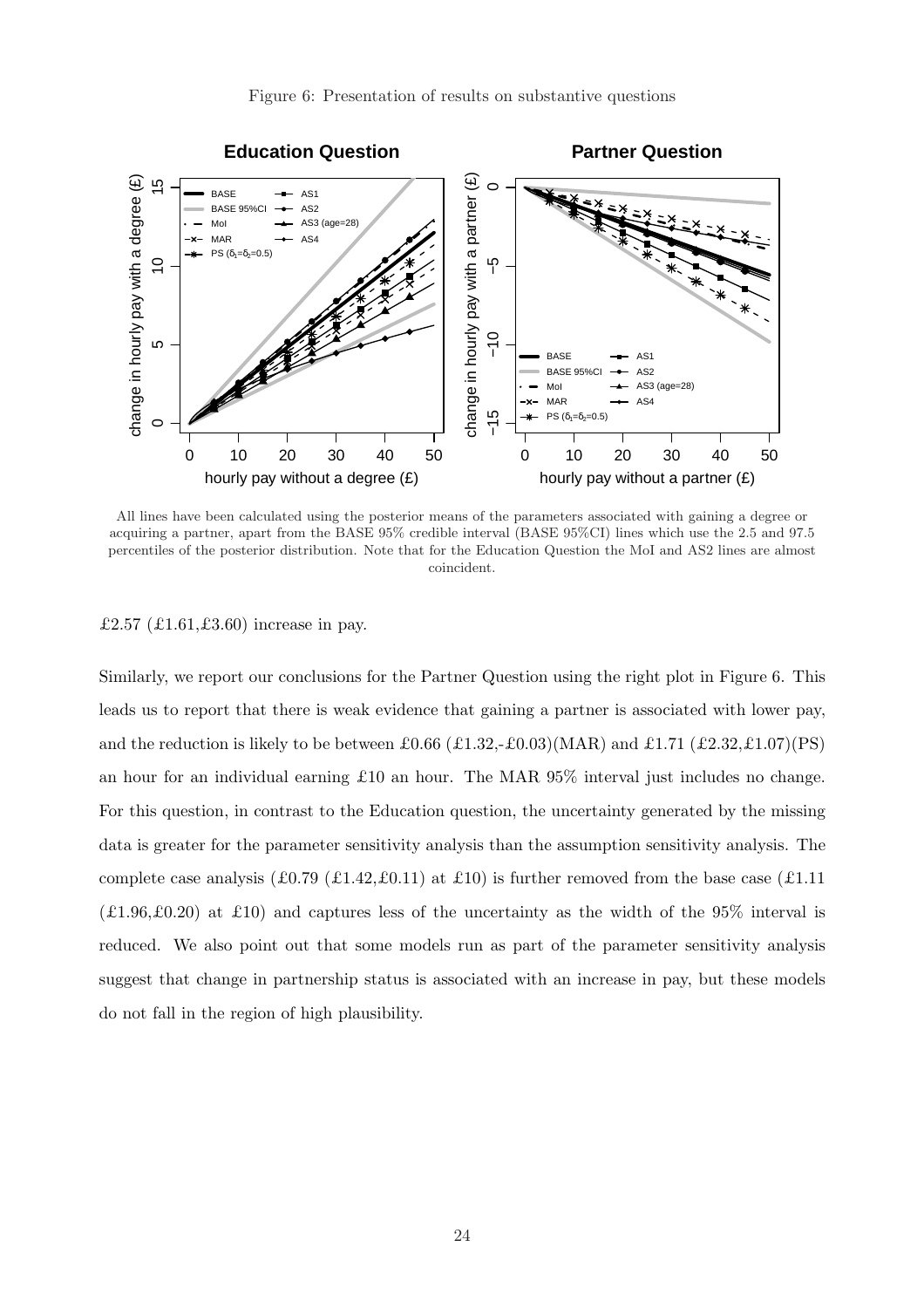Figure 6: Presentation of results on substantive questions

All lines have been calculated using the posterior means of the parameters associated with gaining a degree or acquiring a partner, apart from the BASE 95% credible interval (BASE 95%CI) lines which use the 2.5 and 97.5 percentiles of the posterior distribution. Note that for the Education Question the MoI and AS2 lines are almost coincident.

£2.57 (£1.61,£3.60) increase in pay.

Similarly, we report our conclusions for the Partner Question using the right plot in Figure 6. This leads us to report that there is weak evidence that gaining a partner is associated with lower pay, and the reduction is likely to be between £0.66 (£1.32,-£0.03)(MAR) and £1.71 (£2.32,£1.07)(PS) an hour for an individual earning £10 an hour. The MAR 95% interval just includes no change. For this question, in contrast to the Education question, the uncertainty generated by the missing data is greater for the parameter sensitivity analysis than the assumption sensitivity analysis. The complete case analysis (£0.79 (£1.42,£0.11) at £10) is further removed from the base case (£1.11 (£1.96,£0.20) at £10) and captures less of the uncertainty as the width of the 95% interval is reduced. We also point out that some models run as part of the parameter sensitivity analysis suggest that change in partnership status is associated with an increase in pay, but these models do not fall in the region of high plausibility.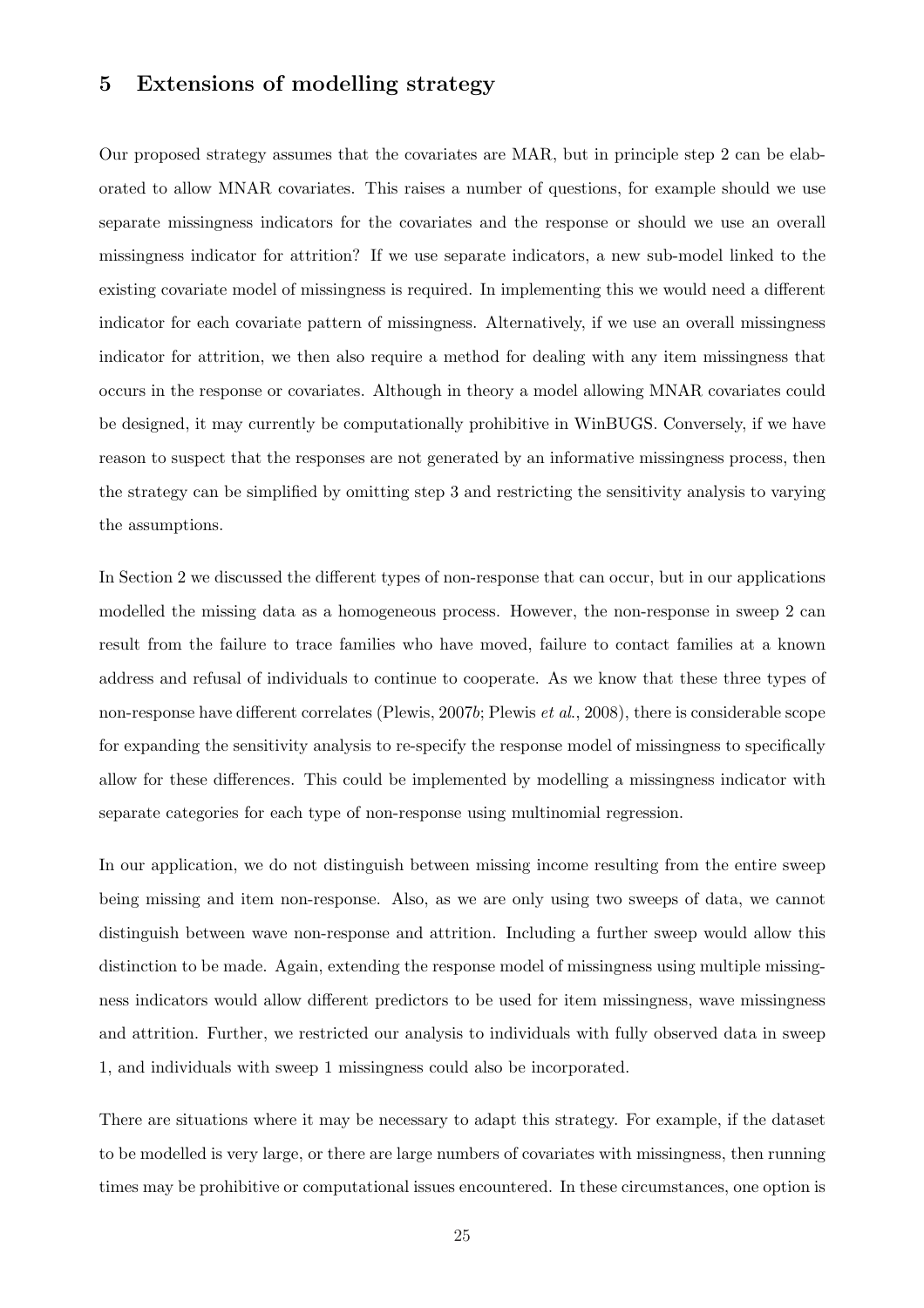## 5 Extensions of modelling strategy

Our proposed strategy assumes that the covariates are MAR, but in principle step 2 can be elaborated to allow MNAR covariates. This raises a number of questions, for example should we use separate missingness indicators for the covariates and the response or should we use an overall missingness indicator for attrition? If we use separate indicators, a new sub-model linked to the existing covariate model of missingness is required. In implementing this we would need a different indicator for each covariate pattern of missingness. Alternatively, if we use an overall missingness indicator for attrition, we then also require a method for dealing with any item missingness that occurs in the response or covariates. Although in theory a model allowing MNAR covariates could be designed, it may currently be computationally prohibitive in WinBUGS. Conversely, if we have reason to suspect that the responses are not generated by an informative missingness process, then the strategy can be simplified by omitting step 3 and restricting the sensitivity analysis to varying the assumptions.

In Section 2 we discussed the different types of non-response that can occur, but in our applications modelled the missing data as a homogeneous process. However, the non-response in sweep 2 can result from the failure to trace families who have moved, failure to contact families at a known address and refusal of individuals to continue to cooperate. As we know that these three types of non-response have different correlates (Plewis, 2007*b*; Plewis *et al.*, 2008), there is considerable scope for expanding the sensitivity analysis to re-specify the response model of missingness to specifically allow for these differences. This could be implemented by modelling a missingness indicator with separate categories for each type of non-response using multinomial regression.

In our application, we do not distinguish between missing income resulting from the entire sweep being missing and item non-response. Also, as we are only using two sweeps of data, we cannot distinguish between wave non-response and attrition. Including a further sweep would allow this distinction to be made. Again, extending the response model of missingness using multiple missingness indicators would allow different predictors to be used for item missingness, wave missingness and attrition. Further, we restricted our analysis to individuals with fully observed data in sweep 1, and individuals with sweep 1 missingness could also be incorporated.

There are situations where it may be necessary to adapt this strategy. For example, if the dataset to be modelled is very large, or there are large numbers of covariates with missingness, then running times may be prohibitive or computational issues encountered. In these circumstances, one option is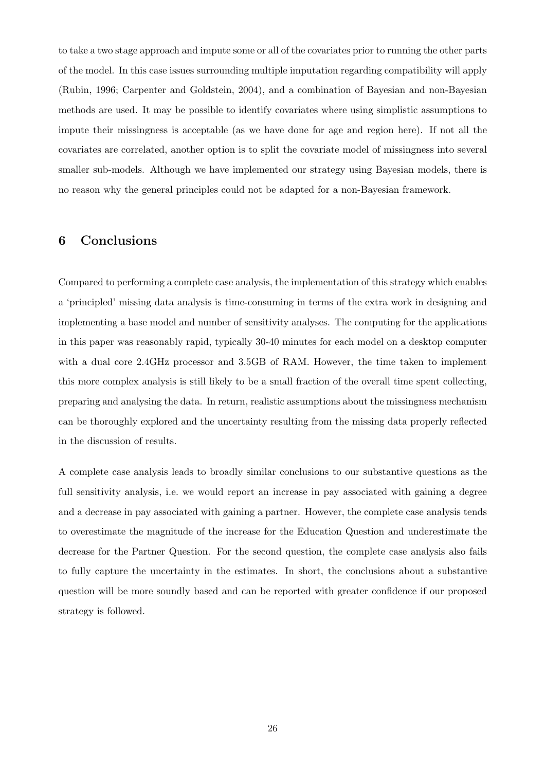to take a two stage approach and impute some or all of the covariates prior to running the other parts of the model. In this case issues surrounding multiple imputation regarding compatibility will apply (Rubin, 1996; Carpenter and Goldstein, 2004), and a combination of Bayesian and non-Bayesian methods are used. It may be possible to identify covariates where using simplistic assumptions to impute their missingness is acceptable (as we have done for age and region here). If not all the covariates are correlated, another option is to split the covariate model of missingness into several smaller sub-models. Although we have implemented our strategy using Bayesian models, there is no reason why the general principles could not be adapted for a non-Bayesian framework.

## 6 Conclusions

Compared to performing a complete case analysis, the implementation of this strategy which enables a 'principled' missing data analysis is time-consuming in terms of the extra work in designing and implementing a base model and number of sensitivity analyses. The computing for the applications in this paper was reasonably rapid, typically 30-40 minutes for each model on a desktop computer with a dual core 2.4GHz processor and 3.5GB of RAM. However, the time taken to implement this more complex analysis is still likely to be a small fraction of the overall time spent collecting, preparing and analysing the data. In return, realistic assumptions about the missingness mechanism can be thoroughly explored and the uncertainty resulting from the missing data properly reflected in the discussion of results.

A complete case analysis leads to broadly similar conclusions to our substantive questions as the full sensitivity analysis, i.e. we would report an increase in pay associated with gaining a degree and a decrease in pay associated with gaining a partner. However, the complete case analysis tends to overestimate the magnitude of the increase for the Education Question and underestimate the decrease for the Partner Question. For the second question, the complete case analysis also fails to fully capture the uncertainty in the estimates. In short, the conclusions about a substantive question will be more soundly based and can be reported with greater confidence if our proposed strategy is followed.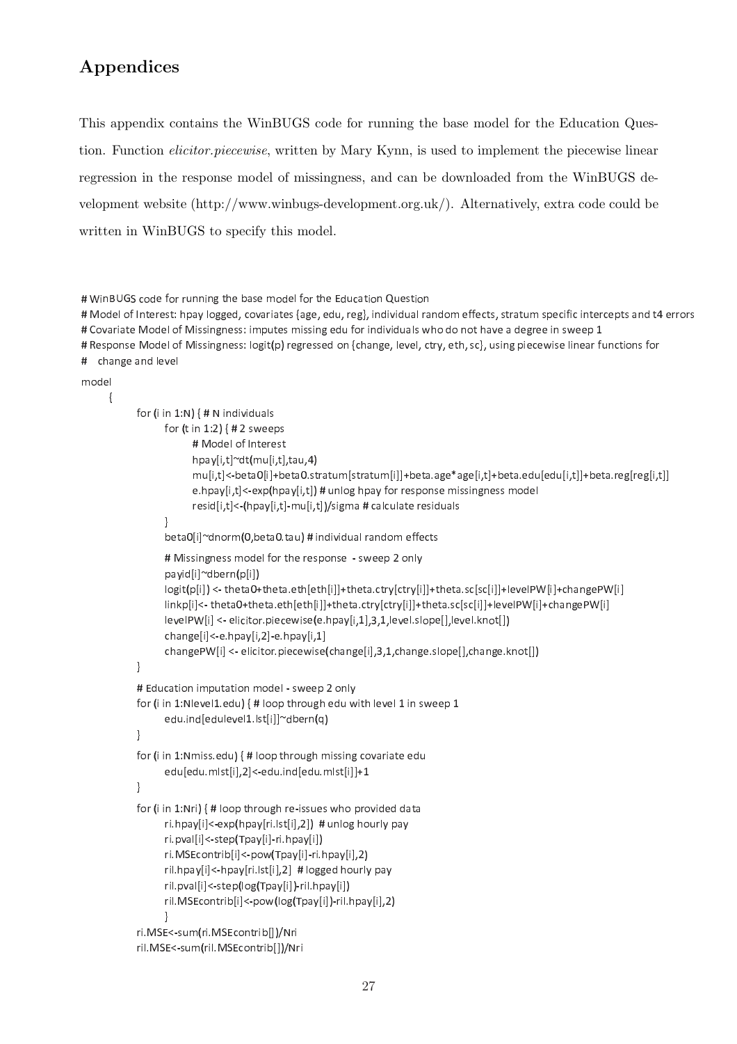# Appendices

This appendix contains the WinBUGS code for running the base model for the Education Question. Function *elicitor.piecewise*, written by Mary Kynn, is used to implement the piecewise linear regression in the response model of missingness, and can be downloaded from the WinBUGS development website (http://www.winbugs-development.org.uk/). Alternatively, extra code could be written in WinBUGS to specify this model.

```
# WinBUGS code for running the base model for the Education Question
# Model of Interest: hpay logged, covariates {age, edu, reg}, individual random effects, stratum specific intercepts and t4 errors
# Covariate Model of Missingness: imputes missing edu for individuals who do not have a degree in sweep 1
# Response Model of Missingness: logit(p) regressed on {change, level, ctry, eth, sc}, using piecewise linear functions for
#    change and level

model
      {
            for (i in 1:N) { # N individuals
                  for (t in 1:2) { # 2 sweeps
                        # Model of Interest
                        hpay[i,t]~dt(mu[i,t],tau,4)
                        mu[i,t]<-beta0[i]+beta0.stratum[stratum[i]]+beta.age*age[i,t]+beta.edu[edu[i,t]]+beta.reg[reg[i,t]]
                        e.hpay[i,t]<-exp(hpay[i,t]) # unlog hpay for response missingness model
                        resid[i,t]<-(hpay[i,t]-mu[i,t])/sigma # calculate residuals
                  }
                  beta0[i]~dnorm(0,beta0.tau) # individual random effects

                  # Missingness model for the response  - sweep 2 only
                  payid[i]~dbern(p[i])
                  logit(p[i]) <- theta0+theta.eth[eth[i]]+theta.ctry[ctry[i]]+theta.sc[sc[i]]+levelPW[i]+changePW[i]
                  linkp[i]<- theta0+theta.eth[eth[i]]+theta.ctry[ctry[i]]+theta.sc[sc[i]]+levelPW[i]+changePW[i]
                  levelPW[i] <- elicitor.piecewise(e.hpay[i,1],3,1,level.slope[],level.knot[])
                  change[i]<-e.hpay[i,2]-e.hpay[i,1]
                  changePW[i] <- elicitor.piecewise(change[i],3,1,change.slope[],change.knot[])
            }

            # Education imputation model - sweep 2 only
            for (i in 1:Nlevel1.edu) { # loop through edu with level 1 in sweep 1
                  edu.ind[edulevel1.lst[i]]~dbern(q)
            }
            for (i in 1:Nmiss.edu) { # loop through missing covariate edu
                  edu[edu.mlst[i],2]<-edu.ind[edu.mlst[i]]+1
            }
            for (i in 1:Nri) { # loop through re-issues who provided data
                  ri.hpay[i]<-exp(hpay[ri.lst[i],2])  # unlog hourly pay
                  ri.pval[i]<-step(Tpay[i]-ri.hpay[i])
                  ri.MSEcontrib[i]<-pow(Tpay[i]-ri.hpay[i],2)
                  ril.hpay[i]<-hpay[ri.lst[i],2]  # logged hourly pay
                  ril.pval[i]<-step(log(Tpay[i])-ril.hpay[i])
                  ril.MSEcontrib[i]<-pow(log(Tpay[i])-ril.hpay[i],2)
                  }
            ri.MSE<-sum(ri.MSEcontrib[])/Nri
            ril.MSE<-sum(ril.MSEcontrib[])/Nri
```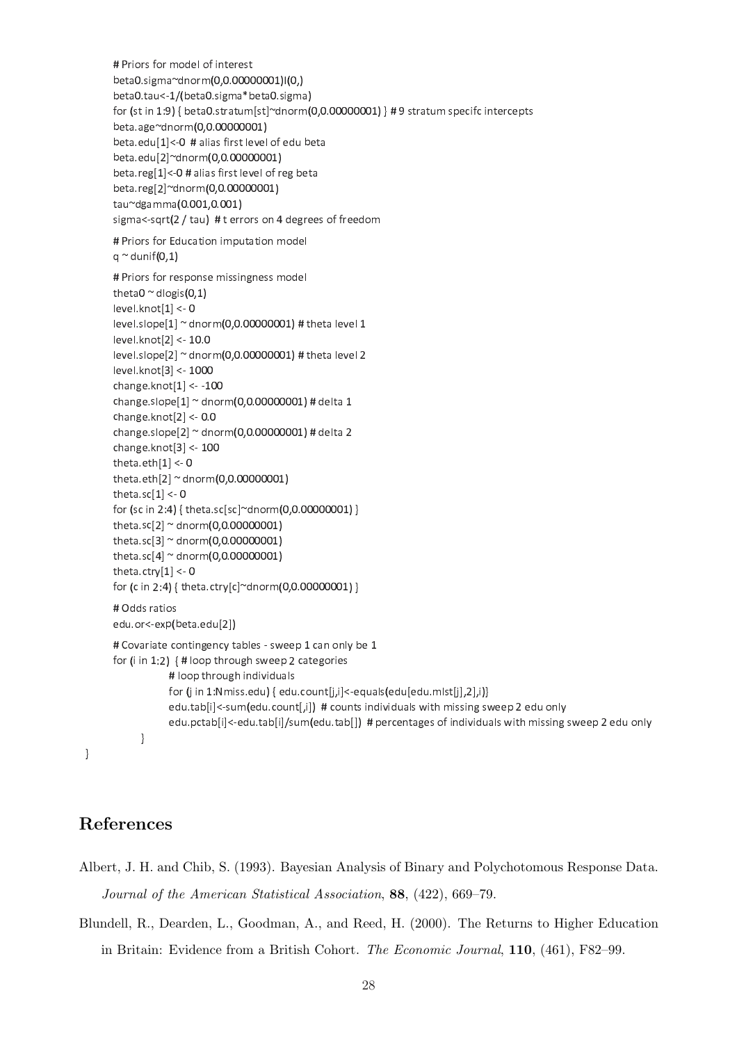```
    # Priors for model of interest
    beta0.sigma~dnorm(0,0.00000001)I(0,)
    beta0.tau<-1/(beta0.sigma*beta0.sigma)
    for (st in 1:9) { beta0.stratum[st]~dnorm(0,0.00000001) } # 9 stratum specifc intercepts
    beta.age~dnorm(0,0.00000001)
    beta.edu[1]<-0  # alias first level of edu beta
    beta.edu[2]~dnorm(0,0.00000001)
    beta.reg[1]<-0 # alias first level of reg beta
    beta.reg[2]~dnorm(0,0.00000001)
    tau~dgamma(0.001,0.001)
    sigma<-sqrt(2 / tau)  # t errors on 4 degrees of freedom

    # Priors for Education imputation model
    q ~ dunif(0,1)

    # Priors for response missingness model
    theta0 ~ dlogis(0,1)
    level.knot[1] <- 0
    level.slope[1] ~ dnorm(0,0.00000001) # theta level 1
    level.knot[2] <- 10.0
    level.slope[2] ~ dnorm(0,0.00000001) # theta level 2
    level.knot[3] <- 1000
    change.knot[1] <- -100
    change.slope[1] ~ dnorm(0,0.00000001) # delta 1
    change.knot[2] <- 0.0
    change.slope[2] ~ dnorm(0,0.00000001) # delta 2
    change.knot[3] <- 100
    theta.eth[1] <- 0
    theta.eth[2] ~ dnorm(0,0.00000001)
    theta.sc[1] <- 0
    for (sc in 2:4) { theta.sc[sc]~dnorm(0,0.00000001) }
    theta.sc[2] ~ dnorm(0,0.00000001)
    theta.sc[3] ~ dnorm(0,0.00000001)
    theta.sc[4] ~ dnorm(0,0.00000001)
    theta.ctry[1] <- 0
    for (c in 2:4) { theta.ctry[c]~dnorm(0,0.00000001) }

    # Odds ratios
    edu.or<-exp(beta.edu[2])

    # Covariate contingency tables - sweep 1 can only be 1
    for (i in 1:2)  { # loop through sweep 2 categories
            # loop through individuals
            for (j in 1:Nmiss.edu) { edu.count[j,i]<-equals(edu[edu.mlst[j],2],i)}
            edu.tab[i]<-sum(edu.count[,i])  # counts individuals with missing sweep 2 edu only
            edu.pctab[i]<-edu.tab[i]/sum(edu.tab[])  # percentages of individuals with missing sweep 2 edu only
        }
}
```

## References

Albert, J. H. and Chib, S. (1993). Bayesian Analysis of Binary and Polychotomous Response Data. *Journal of the American Statistical Association*, **88**, (422), 669–79.

Blundell, R., Dearden, L., Goodman, A., and Reed, H. (2000). The Returns to Higher Education in Britain: Evidence from a British Cohort. *The Economic Journal*, **110**, (461), F82–99.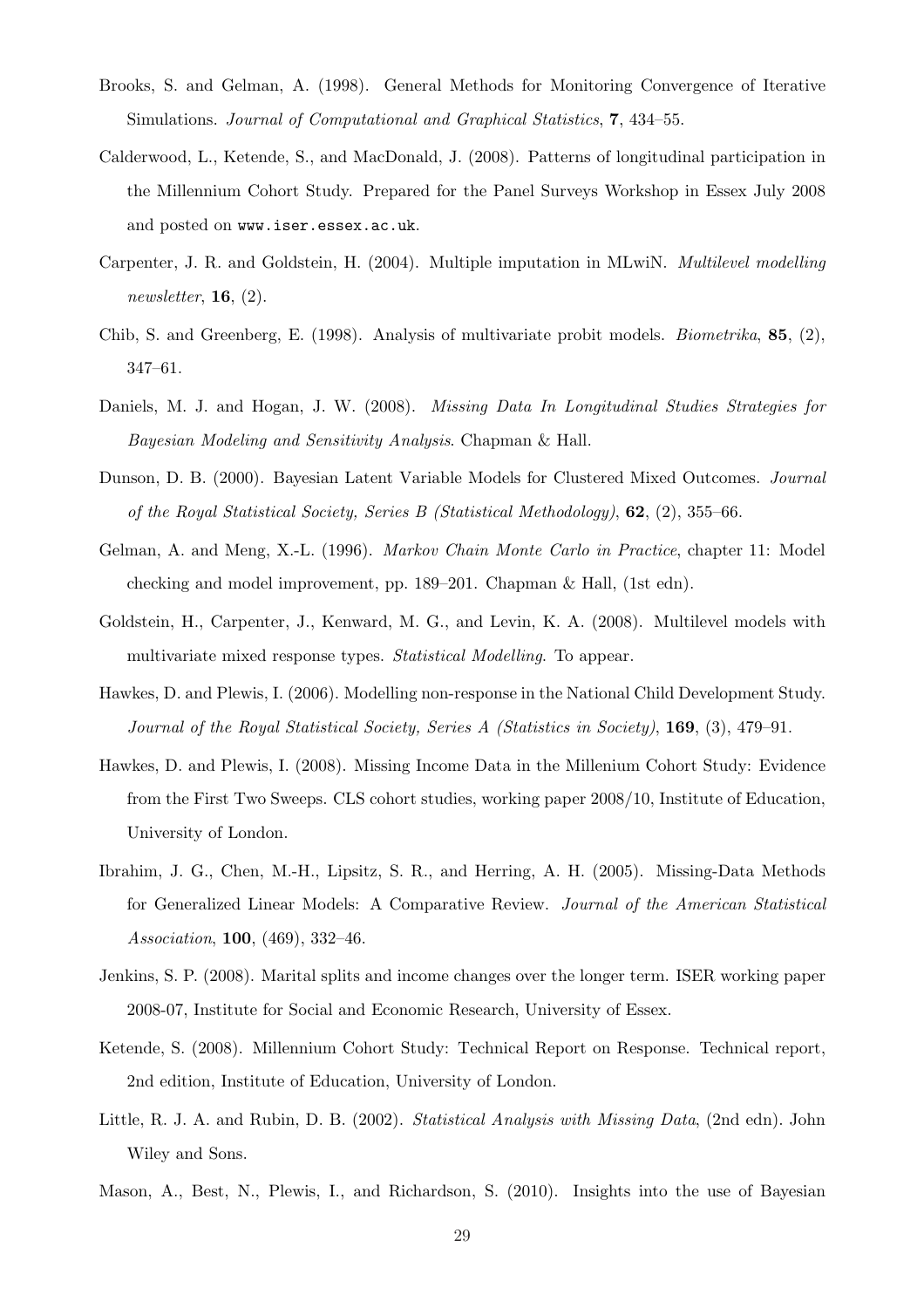Brooks, S. and Gelman, A. (1998). General Methods for Monitoring Convergence of Iterative Simulations. *Journal of Computational and Graphical Statistics*, **7**, 434–55.

Calderwood, L., Ketende, S., and MacDonald, J. (2008). Patterns of longitudinal participation in the Millennium Cohort Study. Prepared for the Panel Surveys Workshop in Essex July 2008 and posted on `www.iser.essex.ac.uk`.

Carpenter, J. R. and Goldstein, H. (2004). Multiple imputation in MLwiN. *Multilevel modelling newsletter*, **16**, (2).

Chib, S. and Greenberg, E. (1998). Analysis of multivariate probit models. *Biometrika*, **85**, (2), 347–61.

Daniels, M. J. and Hogan, J. W. (2008). *Missing Data In Longitudinal Studies Strategies for Bayesian Modeling and Sensitivity Analysis*. Chapman & Hall.

Dunson, D. B. (2000). Bayesian Latent Variable Models for Clustered Mixed Outcomes. *Journal of the Royal Statistical Society, Series B (Statistical Methodology)*, **62**, (2), 355–66.

Gelman, A. and Meng, X.-L. (1996). *Markov Chain Monte Carlo in Practice*, chapter 11: Model checking and model improvement, pp. 189–201. Chapman & Hall, (1st edn).

Goldstein, H., Carpenter, J., Kenward, M. G., and Levin, K. A. (2008). Multilevel models with multivariate mixed response types. *Statistical Modelling*. To appear.

Hawkes, D. and Plewis, I. (2006). Modelling non-response in the National Child Development Study. *Journal of the Royal Statistical Society, Series A (Statistics in Society)*, **169**, (3), 479–91.

Hawkes, D. and Plewis, I. (2008). Missing Income Data in the Millenium Cohort Study: Evidence from the First Two Sweeps. CLS cohort studies, working paper 2008/10, Institute of Education, University of London.

Ibrahim, J. G., Chen, M.-H., Lipsitz, S. R., and Herring, A. H. (2005). Missing-Data Methods for Generalized Linear Models: A Comparative Review. *Journal of the American Statistical Association*, **100**, (469), 332–46.

Jenkins, S. P. (2008). Marital splits and income changes over the longer term. ISER working paper 2008-07, Institute for Social and Economic Research, University of Essex.

Ketende, S. (2008). Millennium Cohort Study: Technical Report on Response. Technical report, 2nd edition, Institute of Education, University of London.

Little, R. J. A. and Rubin, D. B. (2002). *Statistical Analysis with Missing Data*, (2nd edn). John Wiley and Sons.

Mason, A., Best, N., Plewis, I., and Richardson, S. (2010). Insights into the use of Bayesian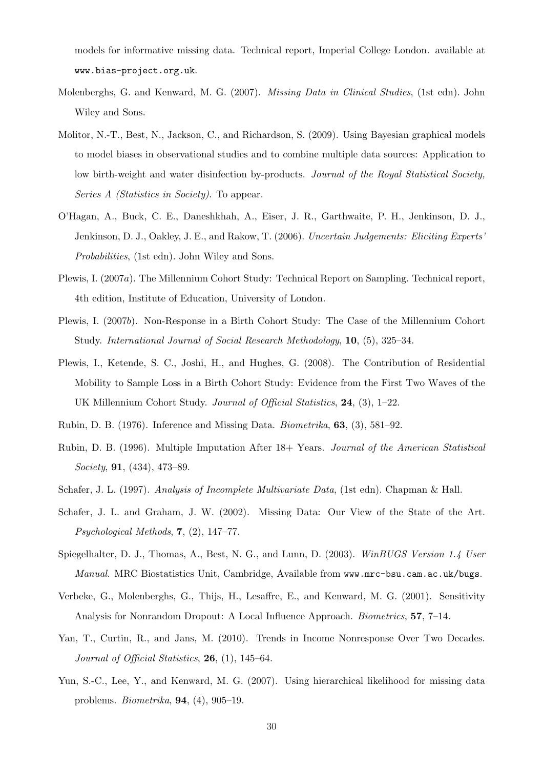models for informative missing data. Technical report, Imperial College London. available at www.bias-project.org.uk.

Molenberghs, G. and Kenward, M. G. (2007). *Missing Data in Clinical Studies*, (1st edn). John Wiley and Sons.

Molitor, N.-T., Best, N., Jackson, C., and Richardson, S. (2009). Using Bayesian graphical models to model biases in observational studies and to combine multiple data sources: Application to low birth-weight and water disinfection by-products. *Journal of the Royal Statistical Society, Series A (Statistics in Society)*. To appear.

O'Hagan, A., Buck, C. E., Daneshkhah, A., Eiser, J. R., Garthwaite, P. H., Jenkinson, D. J., Jenkinson, D. J., Oakley, J. E., and Rakow, T. (2006). *Uncertain Judgements: Eliciting Experts' Probabilities*, (1st edn). John Wiley and Sons.

Plewis, I. (2007*a*). The Millennium Cohort Study: Technical Report on Sampling. Technical report, 4th edition, Institute of Education, University of London.

Plewis, I. (2007*b*). Non-Response in a Birth Cohort Study: The Case of the Millennium Cohort Study. *International Journal of Social Research Methodology*, **10**, (5), 325–34.

Plewis, I., Ketende, S. C., Joshi, H., and Hughes, G. (2008). The Contribution of Residential Mobility to Sample Loss in a Birth Cohort Study: Evidence from the First Two Waves of the UK Millennium Cohort Study. *Journal of Official Statistics*, **24**, (3), 1–22.

Rubin, D. B. (1976). Inference and Missing Data. *Biometrika*, **63**, (3), 581–92.

Rubin, D. B. (1996). Multiple Imputation After 18+ Years. *Journal of the American Statistical Society*, **91**, (434), 473–89.

Schafer, J. L. (1997). *Analysis of Incomplete Multivariate Data*, (1st edn). Chapman & Hall.

Schafer, J. L. and Graham, J. W. (2002). Missing Data: Our View of the State of the Art. *Psychological Methods*, **7**, (2), 147–77.

Spiegelhalter, D. J., Thomas, A., Best, N. G., and Lunn, D. (2003). *WinBUGS Version 1.4 User Manual*. MRC Biostatistics Unit, Cambridge, Available from www.mrc-bsu.cam.ac.uk/bugs.

Verbeke, G., Molenberghs, G., Thijs, H., Lesaffre, E., and Kenward, M. G. (2001). Sensitivity Analysis for Nonrandom Dropout: A Local Influence Approach. *Biometrics*, **57**, 7–14.

Yan, T., Curtin, R., and Jans, M. (2010). Trends in Income Nonresponse Over Two Decades. *Journal of Official Statistics*, **26**, (1), 145–64.

Yun, S.-C., Lee, Y., and Kenward, M. G. (2007). Using hierarchical likelihood for missing data problems. *Biometrika*, **94**, (4), 905–19.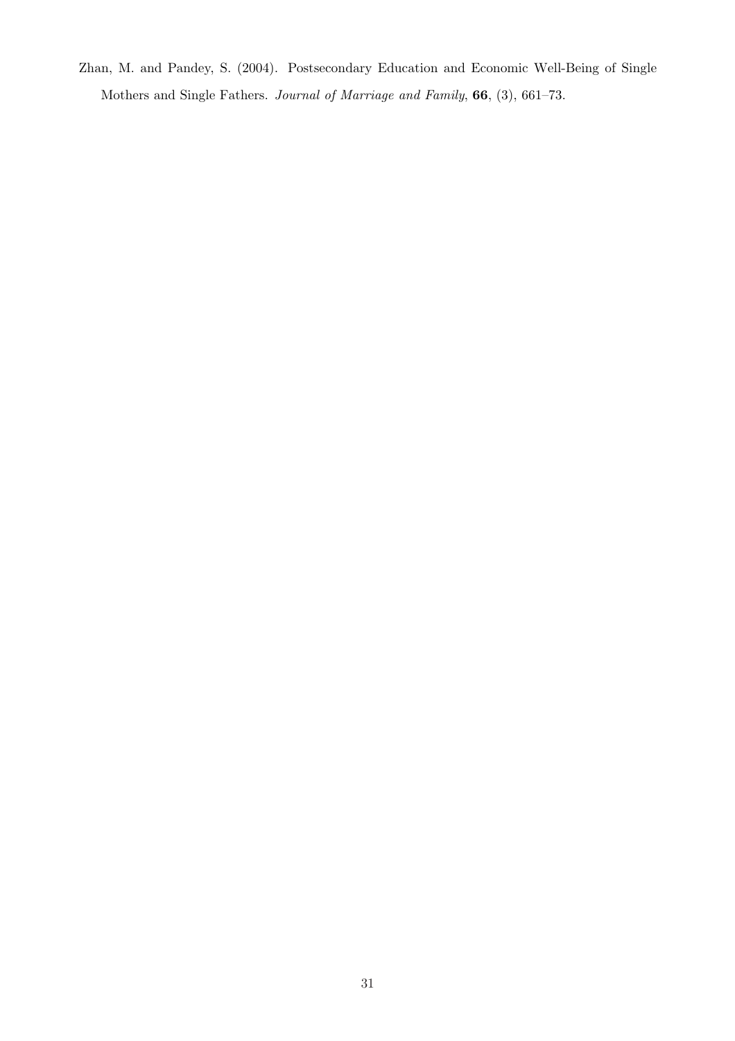Zhan, M. and Pandey, S. (2004). Postsecondary Education and Economic Well-Being of Single Mothers and Single Fathers. *Journal of Marriage and Family*, **66**, (3), 661–73.